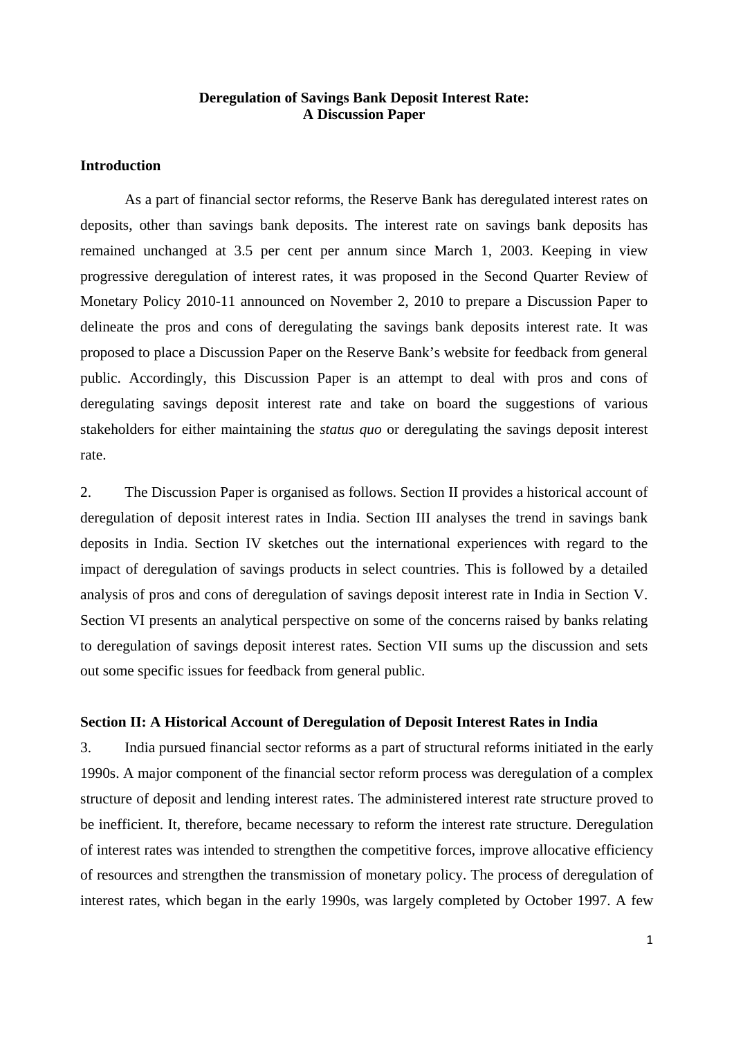# Deregulation of Savings Bank Deposit Interest Rate: A Discussion Paper

## Introduction

As a part of financial sector reforms, the Reserve Bank has deregulated interest rates on deposits, other than savings bank deposits. The interest rate on savings bank deposits has remained unchanged at 3.5 per cent per annum since March 1, 2003. Keeping in view progressive deregulation of interest rates, it was proposed in the Second Quarter Review of Monetary Policy 2010-11 announced on November 2, 2010 to prepare a Discussion Paper to delineate the pros and cons of deregulating the savings bank deposits interest rate. It was proposed to place a Discussion Paper on the Reserve Bank's website for feedback from general public. Accordingly, this Discussion Paper is an attempt to deal with pros and cons of deregulating savings deposit interest rate and take on board the suggestions of various stakeholders for either maintaining the *status quo* or deregulating the savings deposit interest rate.

2. The Discussion Paper is organised as follows. Section II provides a historical account of deregulation of deposit interest rates in India. Section III analyses the trend in savings bank deposits in India. Section IV sketches out the international experiences with regard to the impact of deregulation of savings products in select countries. This is followed by a detailed analysis of pros and cons of deregulation of savings deposit interest rate in India in Section V. Section VI presents an analytical perspective on some of the concerns raised by banks relating to deregulation of savings deposit interest rates. Section VII sums up the discussion and sets out some specific issues for feedback from general public.

## Section II: A Historical Account of Deregulation of Deposit Interest Rates in India

3. India pursued financial sector reforms as a part of structural reforms initiated in the early 1990s. A major component of the financial sector reform process was deregulation of a complex structure of deposit and lending interest rates. The administered interest rate structure proved to be inefficient. It, therefore, became necessary to reform the interest rate structure. Deregulation of interest rates was intended to strengthen the competitive forces, improve allocative efficiency of resources and strengthen the transmission of monetary policy. The process of deregulation of interest rates, which began in the early 1990s, was largely completed by October 1997. A few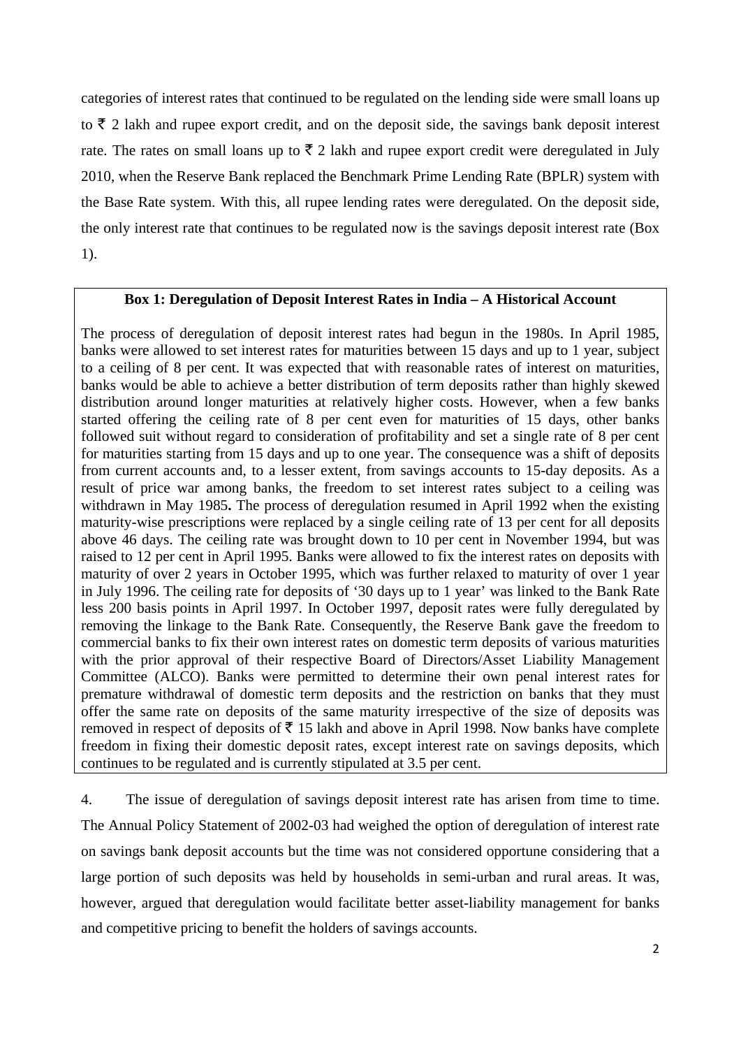categories of interest rates that continued to be regulated on the lending side were small loans up to ₹ 2 lakh and rupee export credit, and on the deposit side, the savings bank deposit interest rate. The rates on small loans up to ₹ 2 lakh and rupee export credit were deregulated in July 2010, when the Reserve Bank replaced the Benchmark Prime Lending Rate (BPLR) system with the Base Rate system. With this, all rupee lending rates were deregulated. On the deposit side, the only interest rate that continues to be regulated now is the savings deposit interest rate (Box 1).

> **Box 1: Deregulation of Deposit Interest Rates in India – A Historical Account**
>
> The process of deregulation of deposit interest rates had begun in the 1980s. In April 1985, banks were allowed to set interest rates for maturities between 15 days and up to 1 year, subject to a ceiling of 8 per cent. It was expected that with reasonable rates of interest on maturities, banks would be able to achieve a better distribution of term deposits rather than highly skewed distribution around longer maturities at relatively higher costs. However, when a few banks started offering the ceiling rate of 8 per cent even for maturities of 15 days, other banks followed suit without regard to consideration of profitability and set a single rate of 8 per cent for maturities starting from 15 days and up to one year. The consequence was a shift of deposits from current accounts and, to a lesser extent, from savings accounts to 15-day deposits. As a result of price war among banks, the freedom to set interest rates subject to a ceiling was withdrawn in May 1985**.** The process of deregulation resumed in April 1992 when the existing maturity-wise prescriptions were replaced by a single ceiling rate of 13 per cent for all deposits above 46 days. The ceiling rate was brought down to 10 per cent in November 1994, but was raised to 12 per cent in April 1995. Banks were allowed to fix the interest rates on deposits with maturity of over 2 years in October 1995, which was further relaxed to maturity of over 1 year in July 1996. The ceiling rate for deposits of '30 days up to 1 year' was linked to the Bank Rate less 200 basis points in April 1997. In October 1997, deposit rates were fully deregulated by removing the linkage to the Bank Rate. Consequently, the Reserve Bank gave the freedom to commercial banks to fix their own interest rates on domestic term deposits of various maturities with the prior approval of their respective Board of Directors/Asset Liability Management Committee (ALCO). Banks were permitted to determine their own penal interest rates for premature withdrawal of domestic term deposits and the restriction on banks that they must offer the same rate on deposits of the same maturity irrespective of the size of deposits was removed in respect of deposits of ₹ 15 lakh and above in April 1998. Now banks have complete freedom in fixing their domestic deposit rates, except interest rate on savings deposits, which continues to be regulated and is currently stipulated at 3.5 per cent.

4. The issue of deregulation of savings deposit interest rate has arisen from time to time. The Annual Policy Statement of 2002-03 had weighed the option of deregulation of interest rate on savings bank deposit accounts but the time was not considered opportune considering that a large portion of such deposits was held by households in semi-urban and rural areas. It was, however, argued that deregulation would facilitate better asset-liability management for banks and competitive pricing to benefit the holders of savings accounts.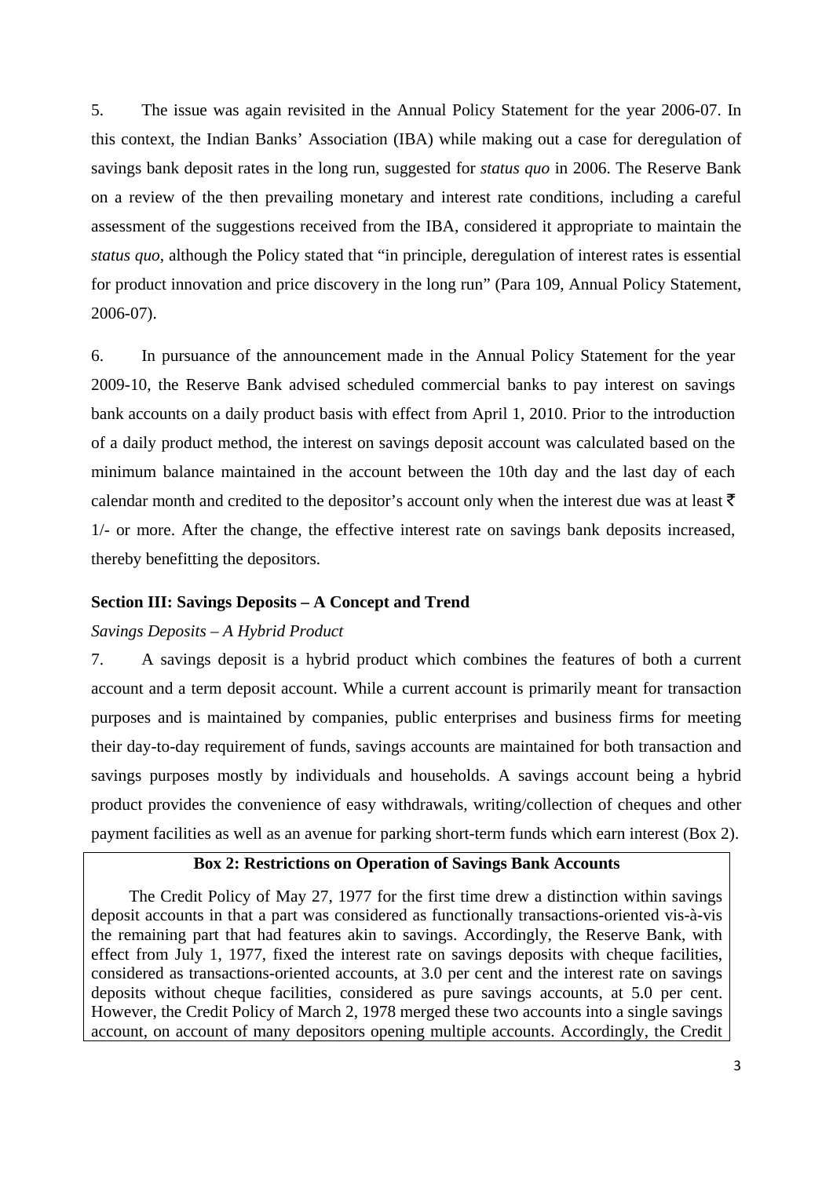5. The issue was again revisited in the Annual Policy Statement for the year 2006-07. In this context, the Indian Banks' Association (IBA) while making out a case for deregulation of savings bank deposit rates in the long run, suggested for *status quo* in 2006. The Reserve Bank on a review of the then prevailing monetary and interest rate conditions, including a careful assessment of the suggestions received from the IBA, considered it appropriate to maintain the *status quo*, although the Policy stated that "in principle, deregulation of interest rates is essential for product innovation and price discovery in the long run" (Para 109, Annual Policy Statement, 2006-07).

6. In pursuance of the announcement made in the Annual Policy Statement for the year 2009-10, the Reserve Bank advised scheduled commercial banks to pay interest on savings bank accounts on a daily product basis with effect from April 1, 2010. Prior to the introduction of a daily product method, the interest on savings deposit account was calculated based on the minimum balance maintained in the account between the 10th day and the last day of each calendar month and credited to the depositor's account only when the interest due was at least ₹ 1/- or more. After the change, the effective interest rate on savings bank deposits increased, thereby benefitting the depositors.

## Section III: Savings Deposits – A Concept and Trend

*Savings Deposits – A Hybrid Product*

7. A savings deposit is a hybrid product which combines the features of both a current account and a term deposit account. While a current account is primarily meant for transaction purposes and is maintained by companies, public enterprises and business firms for meeting their day-to-day requirement of funds, savings accounts are maintained for both transaction and savings purposes mostly by individuals and households. A savings account being a hybrid product provides the convenience of easy withdrawals, writing/collection of cheques and other payment facilities as well as an avenue for parking short-term funds which earn interest (Box 2).

**Box 2: Restrictions on Operation of Savings Bank Accounts**

The Credit Policy of May 27, 1977 for the first time drew a distinction within savings deposit accounts in that a part was considered as functionally transactions-oriented vis-à-vis the remaining part that had features akin to savings. Accordingly, the Reserve Bank, with effect from July 1, 1977, fixed the interest rate on savings deposits with cheque facilities, considered as transactions-oriented accounts, at 3.0 per cent and the interest rate on savings deposits without cheque facilities, considered as pure savings accounts, at 5.0 per cent. However, the Credit Policy of March 2, 1978 merged these two accounts into a single savings account, on account of many depositors opening multiple accounts. Accordingly, the Credit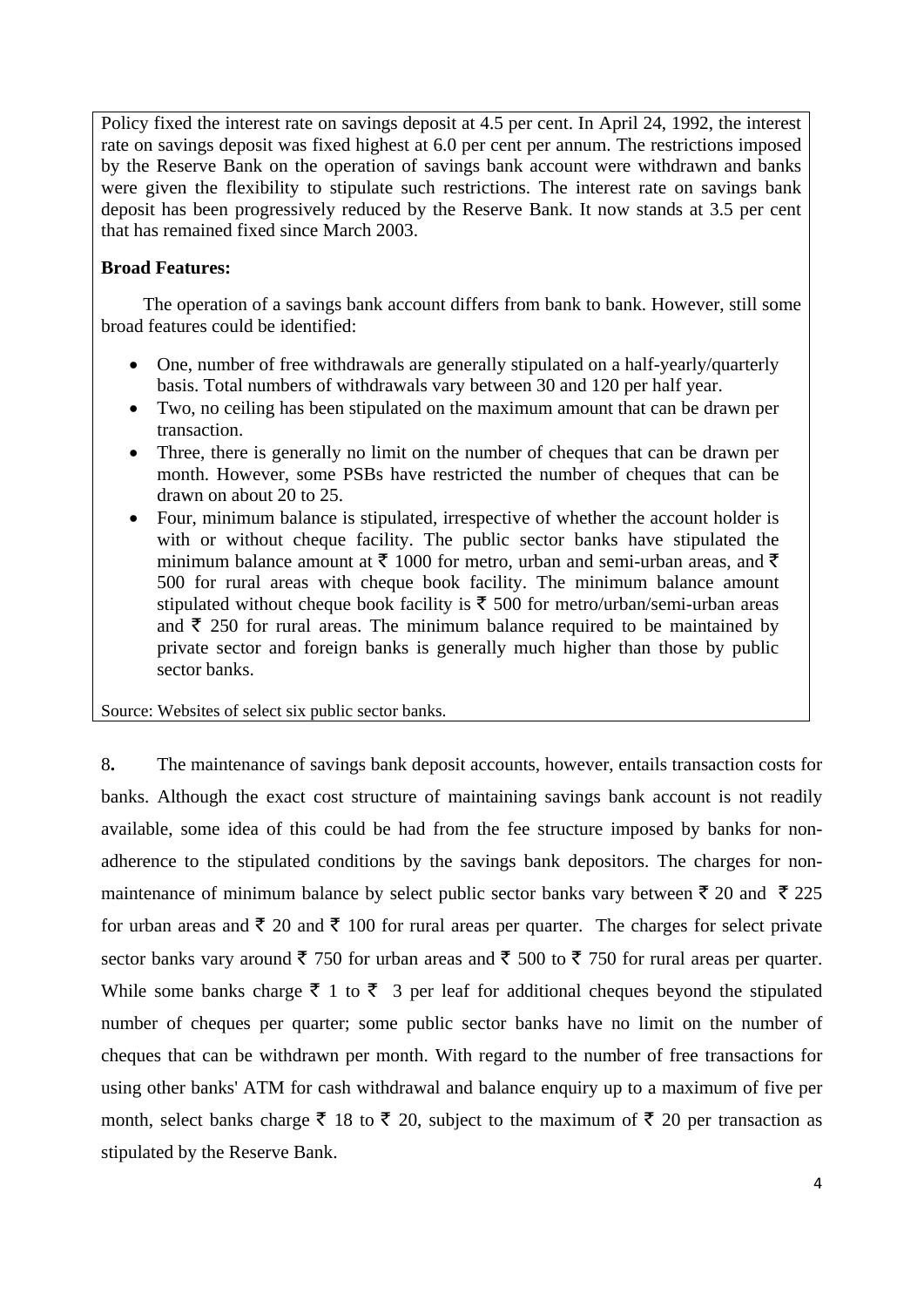Policy fixed the interest rate on savings deposit at 4.5 per cent. In April 24, 1992, the interest rate on savings deposit was fixed highest at 6.0 per cent per annum. The restrictions imposed by the Reserve Bank on the operation of savings bank account were withdrawn and banks were given the flexibility to stipulate such restrictions. The interest rate on savings bank deposit has been progressively reduced by the Reserve Bank. It now stands at 3.5 per cent that has remained fixed since March 2003.

**Broad Features:**

The operation of a savings bank account differs from bank to bank. However, still some broad features could be identified:

- One, number of free withdrawals are generally stipulated on a half-yearly/quarterly basis. Total numbers of withdrawals vary between 30 and 120 per half year.
- Two, no ceiling has been stipulated on the maximum amount that can be drawn per transaction.
- Three, there is generally no limit on the number of cheques that can be drawn per month. However, some PSBs have restricted the number of cheques that can be drawn on about 20 to 25.
- Four, minimum balance is stipulated, irrespective of whether the account holder is with or without cheque facility. The public sector banks have stipulated the minimum balance amount at ₹ 1000 for metro, urban and semi-urban areas, and ₹ 500 for rural areas with cheque book facility. The minimum balance amount stipulated without cheque book facility is ₹ 500 for metro/urban/semi-urban areas and ₹ 250 for rural areas. The minimum balance required to be maintained by private sector and foreign banks is generally much higher than those by public sector banks.

Source: Websites of select six public sector banks.

8. The maintenance of savings bank deposit accounts, however, entails transaction costs for banks. Although the exact cost structure of maintaining savings bank account is not readily available, some idea of this could be had from the fee structure imposed by banks for non-adherence to the stipulated conditions by the savings bank depositors. The charges for non-maintenance of minimum balance by select public sector banks vary between ₹ 20 and ₹ 225 for urban areas and ₹ 20 and ₹ 100 for rural areas per quarter. The charges for select private sector banks vary around ₹ 750 for urban areas and ₹ 500 to ₹ 750 for rural areas per quarter. While some banks charge ₹ 1 to ₹ 3 per leaf for additional cheques beyond the stipulated number of cheques per quarter; some public sector banks have no limit on the number of cheques that can be withdrawn per month. With regard to the number of free transactions for using other banks' ATM for cash withdrawal and balance enquiry up to a maximum of five per month, select banks charge ₹ 18 to ₹ 20, subject to the maximum of ₹ 20 per transaction as stipulated by the Reserve Bank.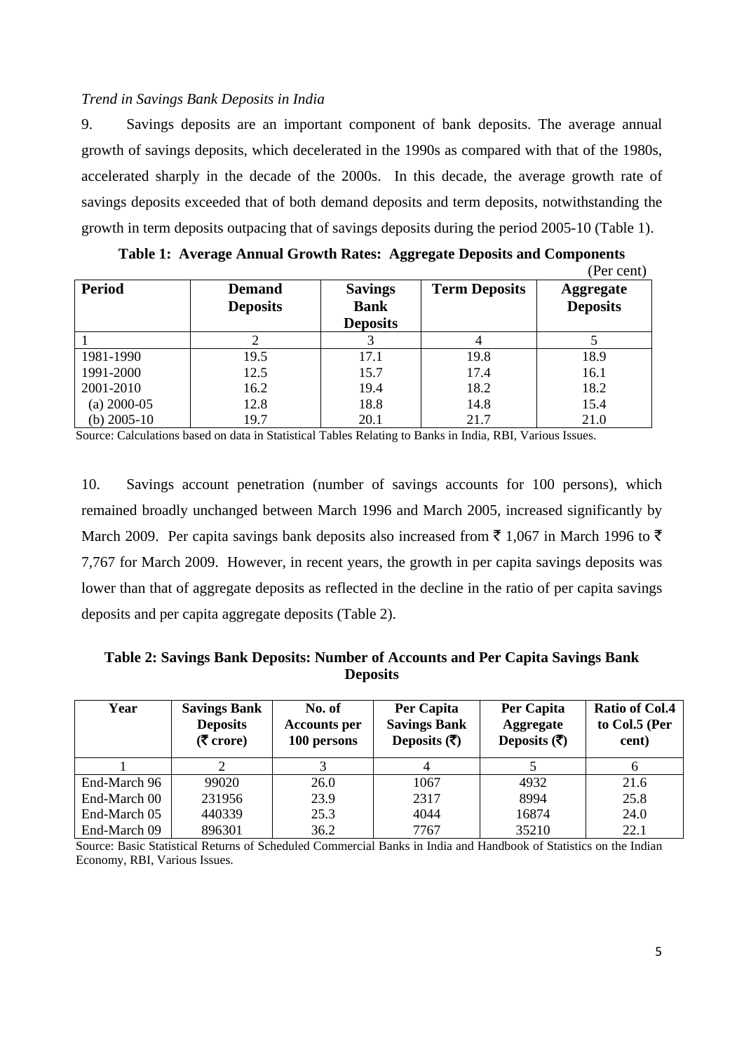*Trend in Savings Bank Deposits in India*

9. Savings deposits are an important component of bank deposits. The average annual growth of savings deposits, which decelerated in the 1990s as compared with that of the 1980s, accelerated sharply in the decade of the 2000s. In this decade, the average growth rate of savings deposits exceeded that of both demand deposits and term deposits, notwithstanding the growth in term deposits outpacing that of savings deposits during the period 2005-10 (Table 1).

**Table 1: Average Annual Growth Rates: Aggregate Deposits and Components**

(Per cent)

| Period | Demand Deposits | Savings Bank Deposits | Term Deposits | Aggregate Deposits |
|---|---|---|---|---|
| 1 | 2 | 3 | 4 | 5 |
| 1981-1990 | 19.5 | 17.1 | 19.8 | 18.9 |
| 1991-2000 | 12.5 | 15.7 | 17.4 | 16.1 |
| 2001-2010 | 16.2 | 19.4 | 18.2 | 18.2 |
| (a) 2000-05 | 12.8 | 18.8 | 14.8 | 15.4 |
| (b) 2005-10 | 19.7 | 20.1 | 21.7 | 21.0 |

Source: Calculations based on data in Statistical Tables Relating to Banks in India, RBI, Various Issues.

10. Savings account penetration (number of savings accounts for 100 persons), which remained broadly unchanged between March 1996 and March 2005, increased significantly by March 2009. Per capita savings bank deposits also increased from ₹ 1,067 in March 1996 to ₹ 7,767 for March 2009. However, in recent years, the growth in per capita savings deposits was lower than that of aggregate deposits as reflected in the decline in the ratio of per capita savings deposits and per capita aggregate deposits (Table 2).

**Table 2: Savings Bank Deposits: Number of Accounts and Per Capita Savings Bank Deposits**

| Year | Savings Bank Deposits (₹ crore) | No. of Accounts per 100 persons | Per Capita Savings Bank Deposits (₹) | Per Capita Aggregate Deposits (₹) | Ratio of Col.4 to Col.5 (Per cent) |
|---|---|---|---|---|---|
| 1 | 2 | 3 | 4 | 5 | 6 |
| End-March 96 | 99020 | 26.0 | 1067 | 4932 | 21.6 |
| End-March 00 | 231956 | 23.9 | 2317 | 8994 | 25.8 |
| End-March 05 | 440339 | 25.3 | 4044 | 16874 | 24.0 |
| End-March 09 | 896301 | 36.2 | 7767 | 35210 | 22.1 |

Source: Basic Statistical Returns of Scheduled Commercial Banks in India and Handbook of Statistics on the Indian Economy, RBI, Various Issues.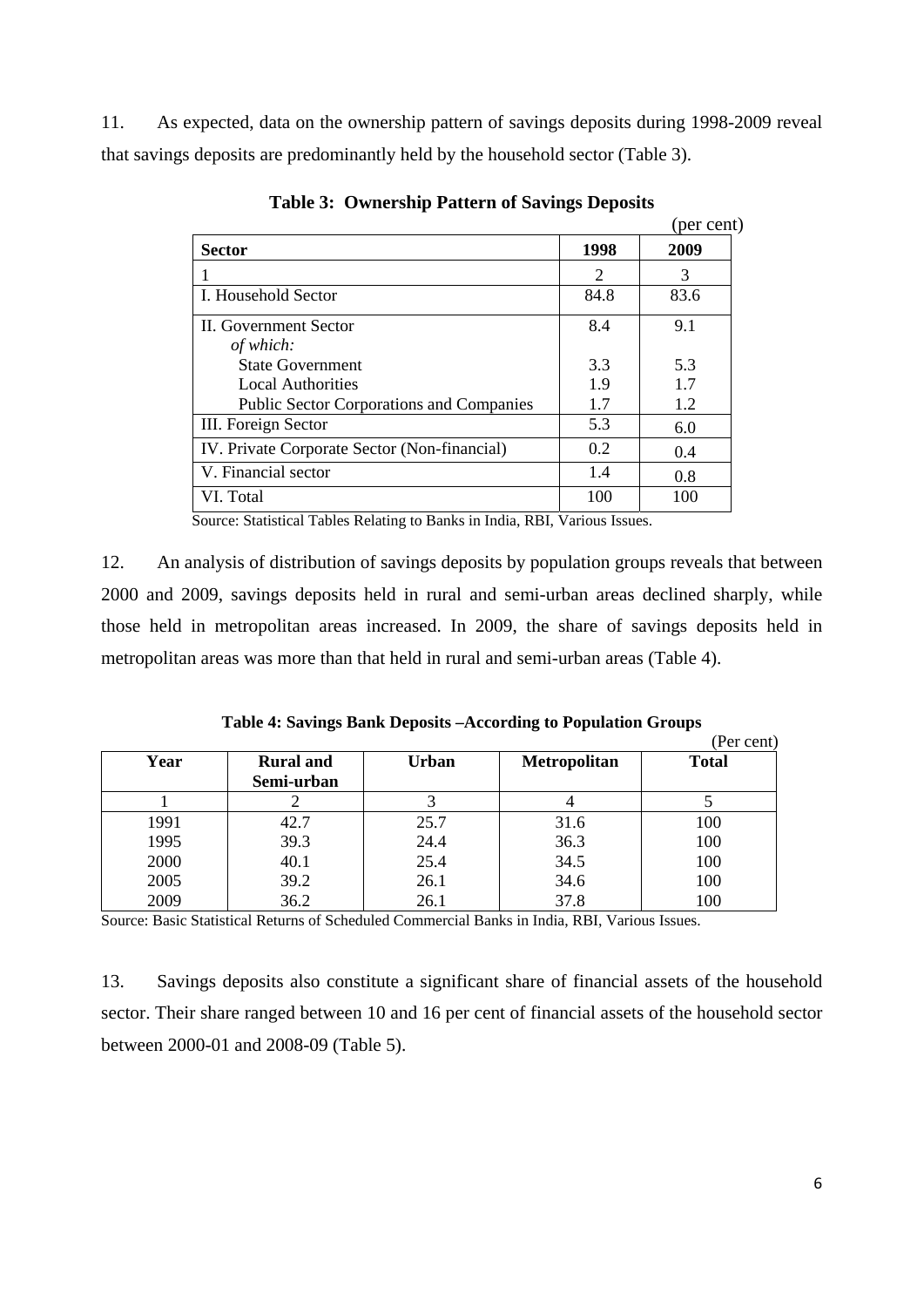11. As expected, data on the ownership pattern of savings deposits during 1998-2009 reveal that savings deposits are predominantly held by the household sector (Table 3).

**Table 3: Ownership Pattern of Savings Deposits**

(per cent)

| Sector | 1998 | 2009 |
|---|---|---|
| 1 | 2 | 3 |
| I. Household Sector | 84.8 | 83.6 |
| II. Government Sector | 8.4 | 9.1 |
| *of which:* | | |
| State Government | 3.3 | 5.3 |
| Local Authorities | 1.9 | 1.7 |
| Public Sector Corporations and Companies | 1.7 | 1.2 |
| III. Foreign Sector | 5.3 | 6.0 |
| IV. Private Corporate Sector (Non-financial) | 0.2 | 0.4 |
| V. Financial sector | 1.4 | 0.8 |
| VI. Total | 100 | 100 |

Source: Statistical Tables Relating to Banks in India, RBI, Various Issues.

12. An analysis of distribution of savings deposits by population groups reveals that between 2000 and 2009, savings deposits held in rural and semi-urban areas declined sharply, while those held in metropolitan areas increased. In 2009, the share of savings deposits held in metropolitan areas was more than that held in rural and semi-urban areas (Table 4).

**Table 4: Savings Bank Deposits –According to Population Groups**

(Per cent)

| Year | Rural and Semi-urban | Urban | Metropolitan | Total |
|---|---|---|---|---|
| 1 | 2 | 3 | 4 | 5 |
| 1991 | 42.7 | 25.7 | 31.6 | 100 |
| 1995 | 39.3 | 24.4 | 36.3 | 100 |
| 2000 | 40.1 | 25.4 | 34.5 | 100 |
| 2005 | 39.2 | 26.1 | 34.6 | 100 |
| 2009 | 36.2 | 26.1 | 37.8 | 100 |

Source: Basic Statistical Returns of Scheduled Commercial Banks in India, RBI, Various Issues.

13. Savings deposits also constitute a significant share of financial assets of the household sector. Their share ranged between 10 and 16 per cent of financial assets of the household sector between 2000-01 and 2008-09 (Table 5).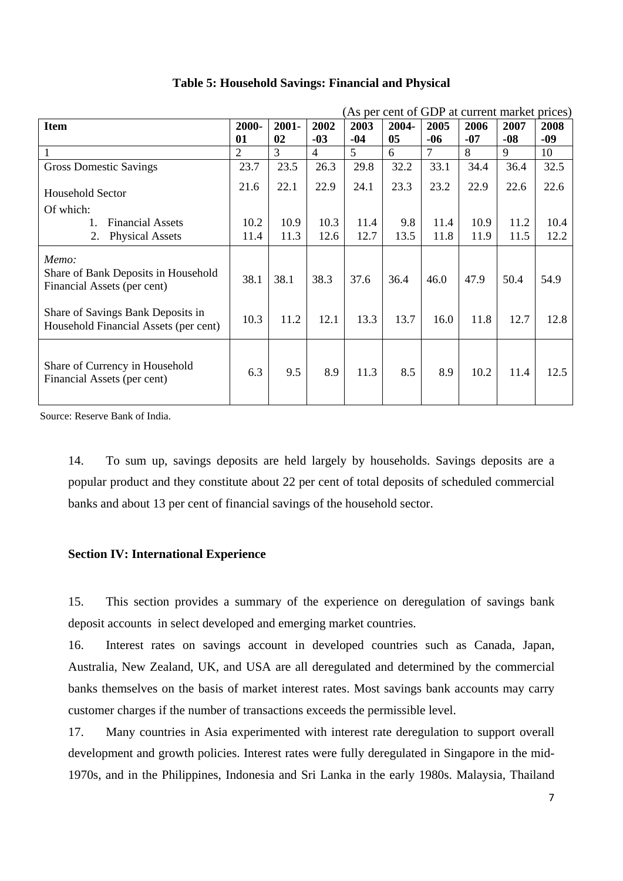**Table 5: Household Savings: Financial and Physical**

(As per cent of GDP at current market prices)

| Item | 2000-01 | 2001-02 | 2002-03 | 2003-04 | 2004-05 | 2005-06 | 2006-07 | 2007-08 | 2008-09 |
|---|---|---|---|---|---|---|---|---|---|
| 1 | 2 | 3 | 4 | 5 | 6 | 7 | 8 | 9 | 10 |
| Gross Domestic Savings | 23.7 | 23.5 | 26.3 | 29.8 | 32.2 | 33.1 | 34.4 | 36.4 | 32.5 |
| Household Sector | 21.6 | 22.1 | 22.9 | 24.1 | 23.3 | 23.2 | 22.9 | 22.6 | 22.6 |
| Of which: | | | | | | | | | |
| 1. Financial Assets | 10.2 | 10.9 | 10.3 | 11.4 | 9.8 | 11.4 | 10.9 | 11.2 | 10.4 |
| 2. Physical Assets | 11.4 | 11.3 | 12.6 | 12.7 | 13.5 | 11.8 | 11.9 | 11.5 | 12.2 |
| *Memo:* | | | | | | | | | |
| Share of Bank Deposits in Household Financial Assets (per cent) | 38.1 | 38.1 | 38.3 | 37.6 | 36.4 | 46.0 | 47.9 | 50.4 | 54.9 |
| Share of Savings Bank Deposits in Household Financial Assets (per cent) | 10.3 | 11.2 | 12.1 | 13.3 | 13.7 | 16.0 | 11.8 | 12.7 | 12.8 |
| Share of Currency in Household Financial Assets (per cent) | 6.3 | 9.5 | 8.9 | 11.3 | 8.5 | 8.9 | 10.2 | 11.4 | 12.5 |

Source: Reserve Bank of India.

14. To sum up, savings deposits are held largely by households. Savings deposits are a popular product and they constitute about 22 per cent of total deposits of scheduled commercial banks and about 13 per cent of financial savings of the household sector.

**Section IV: International Experience**

15. This section provides a summary of the experience on deregulation of savings bank deposit accounts in select developed and emerging market countries.

16. Interest rates on savings account in developed countries such as Canada, Japan, Australia, New Zealand, UK, and USA are all deregulated and determined by the commercial banks themselves on the basis of market interest rates. Most savings bank accounts may carry customer charges if the number of transactions exceeds the permissible level.

17. Many countries in Asia experimented with interest rate deregulation to support overall development and growth policies. Interest rates were fully deregulated in Singapore in the mid-1970s, and in the Philippines, Indonesia and Sri Lanka in the early 1980s. Malaysia, Thailand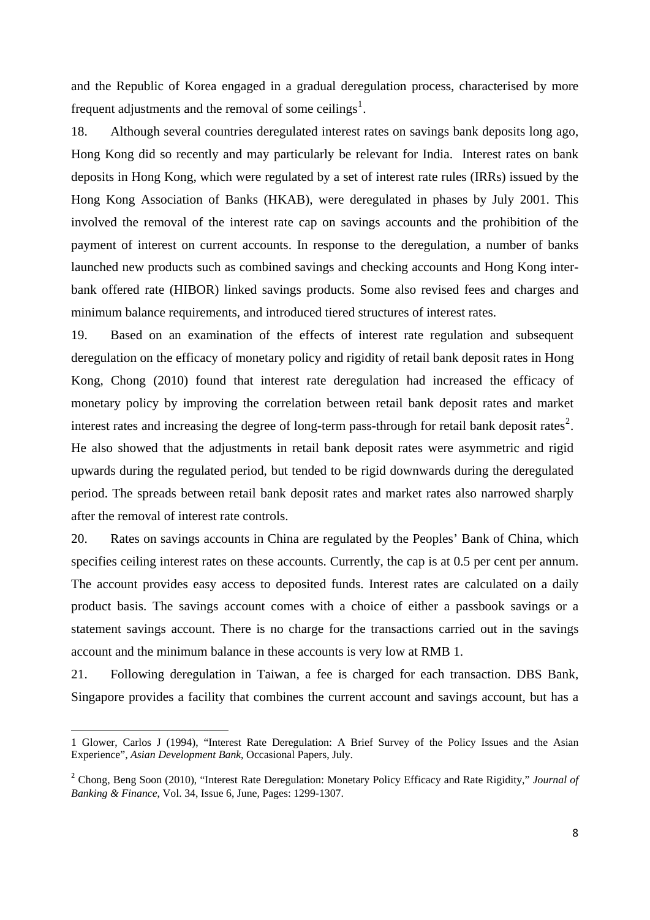and the Republic of Korea engaged in a gradual deregulation process, characterised by more frequent adjustments and the removal of some ceilings[1].

18. Although several countries deregulated interest rates on savings bank deposits long ago, Hong Kong did so recently and may particularly be relevant for India. Interest rates on bank deposits in Hong Kong, which were regulated by a set of interest rate rules (IRRs) issued by the Hong Kong Association of Banks (HKAB), were deregulated in phases by July 2001. This involved the removal of the interest rate cap on savings accounts and the prohibition of the payment of interest on current accounts. In response to the deregulation, a number of banks launched new products such as combined savings and checking accounts and Hong Kong inter-bank offered rate (HIBOR) linked savings products. Some also revised fees and charges and minimum balance requirements, and introduced tiered structures of interest rates.

19. Based on an examination of the effects of interest rate regulation and subsequent deregulation on the efficacy of monetary policy and rigidity of retail bank deposit rates in Hong Kong, Chong (2010) found that interest rate deregulation had increased the efficacy of monetary policy by improving the correlation between retail bank deposit rates and market interest rates and increasing the degree of long-term pass-through for retail bank deposit rates[2]. He also showed that the adjustments in retail bank deposit rates were asymmetric and rigid upwards during the regulated period, but tended to be rigid downwards during the deregulated period. The spreads between retail bank deposit rates and market rates also narrowed sharply after the removal of interest rate controls.

20. Rates on savings accounts in China are regulated by the Peoples' Bank of China, which specifies ceiling interest rates on these accounts. Currently, the cap is at 0.5 per cent per annum. The account provides easy access to deposited funds. Interest rates are calculated on a daily product basis. The savings account comes with a choice of either a passbook savings or a statement savings account. There is no charge for the transactions carried out in the savings account and the minimum balance in these accounts is very low at RMB 1.

21. Following deregulation in Taiwan, a fee is charged for each transaction. DBS Bank, Singapore provides a facility that combines the current account and savings account, but has a

---

1 Glower, Carlos J (1994), "Interest Rate Deregulation: A Brief Survey of the Policy Issues and the Asian Experience", *Asian Development Bank*, Occasional Papers, July.

2 Chong, Beng Soon (2010), "Interest Rate Deregulation: Monetary Policy Efficacy and Rate Rigidity," *Journal of Banking & Finance*, Vol. 34, Issue 6, June, Pages: 1299-1307.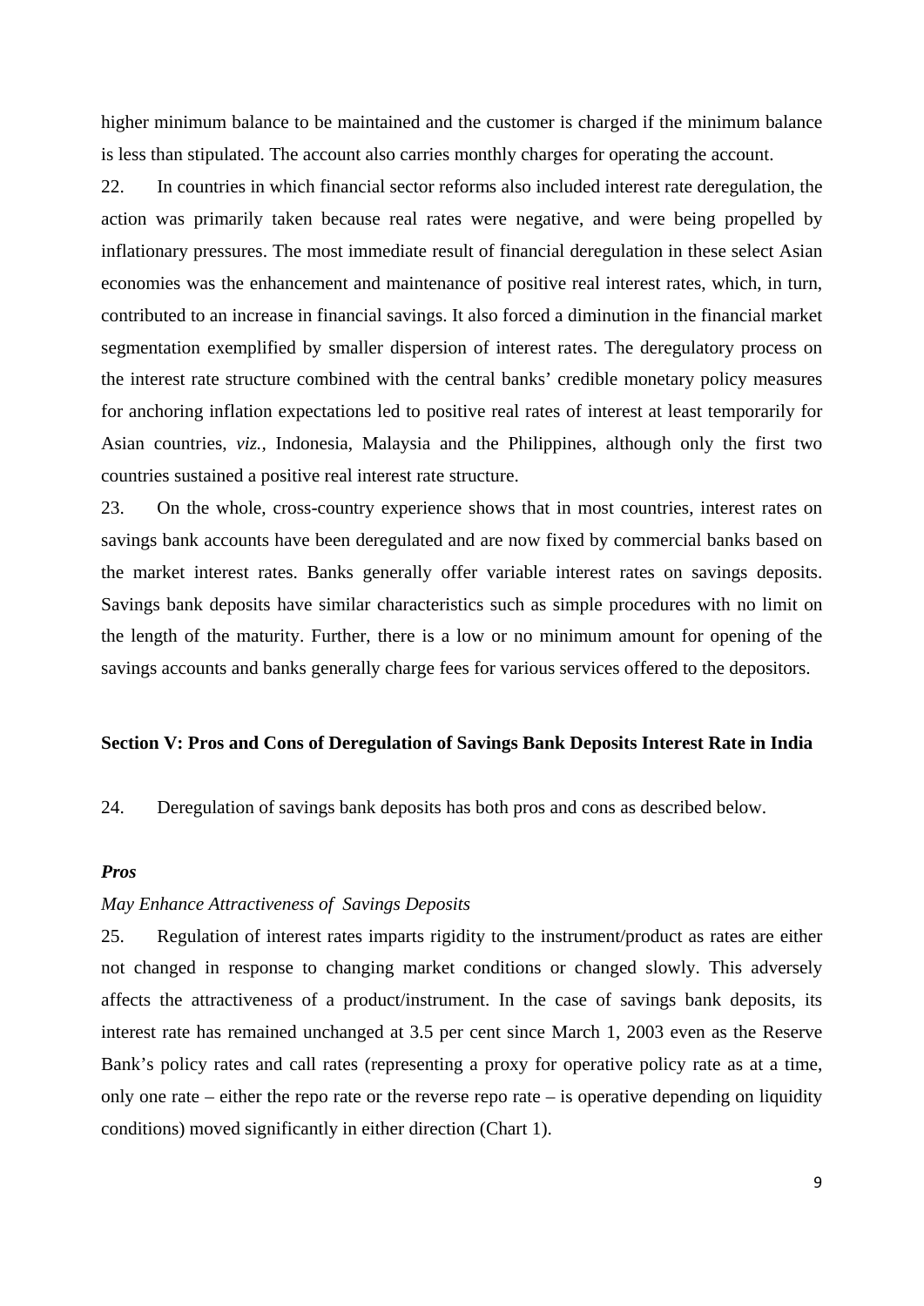higher minimum balance to be maintained and the customer is charged if the minimum balance is less than stipulated. The account also carries monthly charges for operating the account.

22. In countries in which financial sector reforms also included interest rate deregulation, the action was primarily taken because real rates were negative, and were being propelled by inflationary pressures. The most immediate result of financial deregulation in these select Asian economies was the enhancement and maintenance of positive real interest rates, which, in turn, contributed to an increase in financial savings. It also forced a diminution in the financial market segmentation exemplified by smaller dispersion of interest rates. The deregulatory process on the interest rate structure combined with the central banks' credible monetary policy measures for anchoring inflation expectations led to positive real rates of interest at least temporarily for Asian countries, *viz.*, Indonesia, Malaysia and the Philippines, although only the first two countries sustained a positive real interest rate structure.

23. On the whole, cross-country experience shows that in most countries, interest rates on savings bank accounts have been deregulated and are now fixed by commercial banks based on the market interest rates. Banks generally offer variable interest rates on savings deposits. Savings bank deposits have similar characteristics such as simple procedures with no limit on the length of the maturity. Further, there is a low or no minimum amount for opening of the savings accounts and banks generally charge fees for various services offered to the depositors.

## Section V: Pros and Cons of Deregulation of Savings Bank Deposits Interest Rate in India

24. Deregulation of savings bank deposits has both pros and cons as described below.

### *Pros*

*May Enhance Attractiveness of Savings Deposits*

25. Regulation of interest rates imparts rigidity to the instrument/product as rates are either not changed in response to changing market conditions or changed slowly. This adversely affects the attractiveness of a product/instrument. In the case of savings bank deposits, its interest rate has remained unchanged at 3.5 per cent since March 1, 2003 even as the Reserve Bank's policy rates and call rates (representing a proxy for operative policy rate as at a time, only one rate – either the repo rate or the reverse repo rate – is operative depending on liquidity conditions) moved significantly in either direction (Chart 1).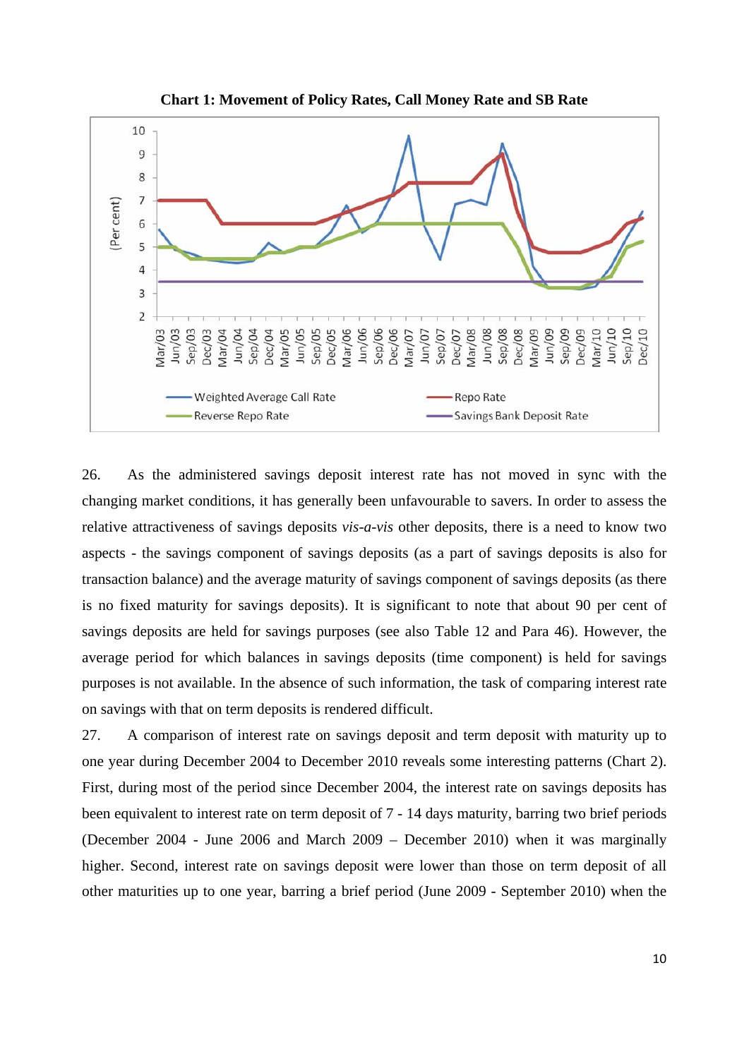**Chart 1: Movement of Policy Rates, Call Money Rate and SB Rate**

26. As the administered savings deposit interest rate has not moved in sync with the changing market conditions, it has generally been unfavourable to savers. In order to assess the relative attractiveness of savings deposits *vis-a-vis* other deposits, there is a need to know two aspects - the savings component of savings deposits (as a part of savings deposits is also for transaction balance) and the average maturity of savings component of savings deposits (as there is no fixed maturity for savings deposits). It is significant to note that about 90 per cent of savings deposits are held for savings purposes (see also Table 12 and Para 46). However, the average period for which balances in savings deposits (time component) is held for savings purposes is not available. In the absence of such information, the task of comparing interest rate on savings with that on term deposits is rendered difficult.

27. A comparison of interest rate on savings deposit and term deposit with maturity up to one year during December 2004 to December 2010 reveals some interesting patterns (Chart 2). First, during most of the period since December 2004, the interest rate on savings deposits has been equivalent to interest rate on term deposit of 7 - 14 days maturity, barring two brief periods (December 2004 - June 2006 and March 2009 – December 2010) when it was marginally higher. Second, interest rate on savings deposit were lower than those on term deposit of all other maturities up to one year, barring a brief period (June 2009 - September 2010) when the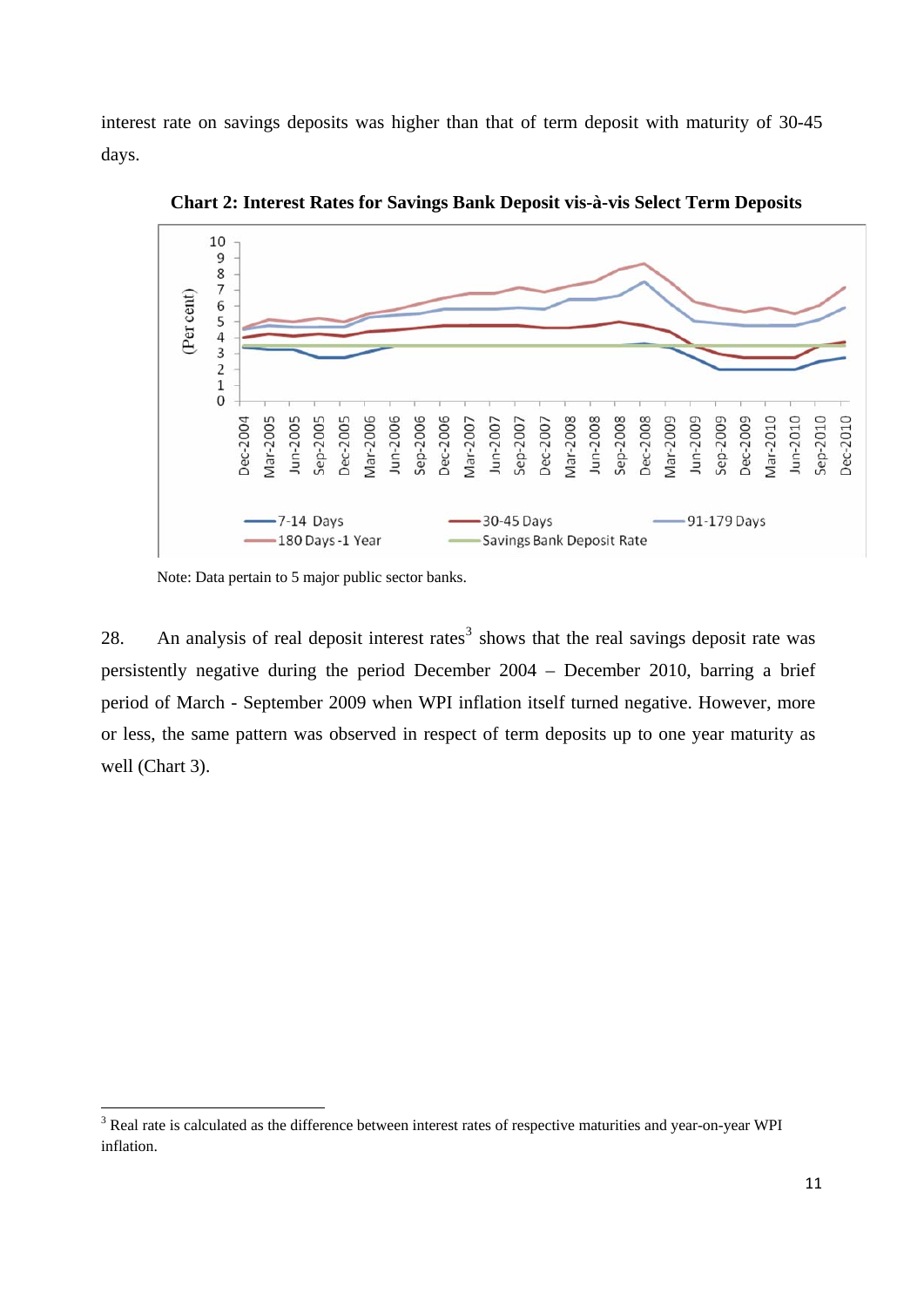interest rate on savings deposits was higher than that of term deposit with maturity of 30-45 days.

**Chart 2: Interest Rates for Savings Bank Deposit vis-à-vis Select Term Deposits**

Note: Data pertain to 5 major public sector banks.

28. An analysis of real deposit interest rates[3] shows that the real savings deposit rate was persistently negative during the period December 2004 – December 2010, barring a brief period of March - September 2009 when WPI inflation itself turned negative. However, more or less, the same pattern was observed in respect of term deposits up to one year maturity as well (Chart 3).

[3] Real rate is calculated as the difference between interest rates of respective maturities and year-on-year WPI inflation.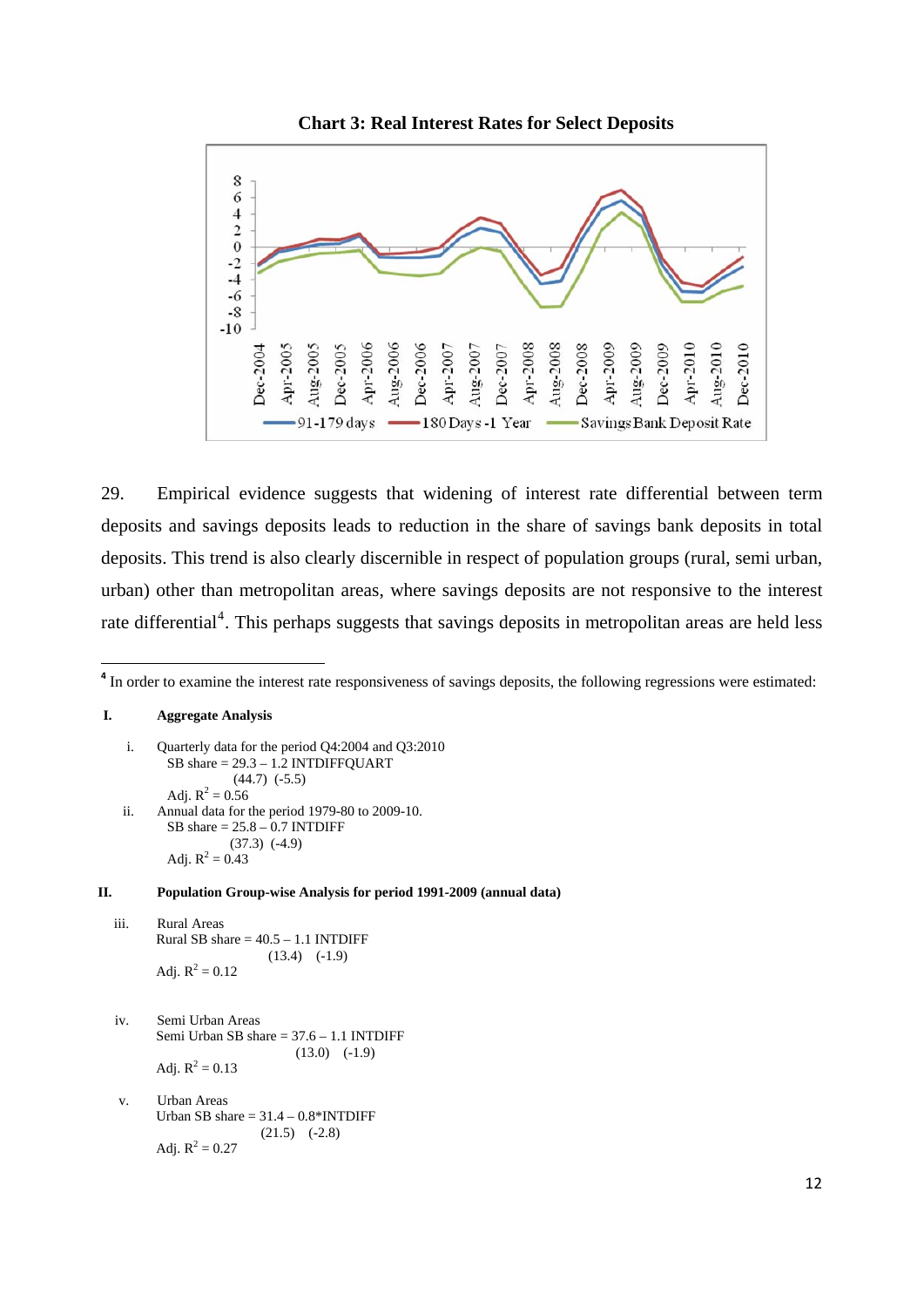**Chart 3: Real Interest Rates for Select Deposits**

29. Empirical evidence suggests that widening of interest rate differential between term deposits and savings deposits leads to reduction in the share of savings bank deposits in total deposits. This trend is also clearly discernible in respect of population groups (rural, semi urban, urban) other than metropolitan areas, where savings deposits are not responsive to the interest rate differential[4]. This perhaps suggests that savings deposits in metropolitan areas are held less

---

[4] In order to examine the interest rate responsiveness of savings deposits, the following regressions were estimated:

**I. Aggregate Analysis**

i. Quarterly data for the period Q4:2004 and Q3:2010

SB share = 29.3 – 1.2 INTDIFFQUART
(44.7) (-5.5)
Adj. $R^2$ = 0.56

ii. Annual data for the period 1979-80 to 2009-10.

SB share = 25.8 – 0.7 INTDIFF
(37.3) (-4.9)
Adj. $R^2$ = 0.43

**II. Population Group-wise Analysis for period 1991-2009 (annual data)**

iii. Rural Areas

Rural SB share = 40.5 – 1.1 INTDIFF
(13.4) (-1.9)
Adj. $R^2$ = 0.12

iv. Semi Urban Areas

Semi Urban SB share = 37.6 – 1.1 INTDIFF
(13.0) (-1.9)
Adj. $R^2$ = 0.13

v. Urban Areas

Urban SB share = 31.4 – 0.8*INTDIFF
(21.5) (-2.8)
Adj. $R^2$ = 0.27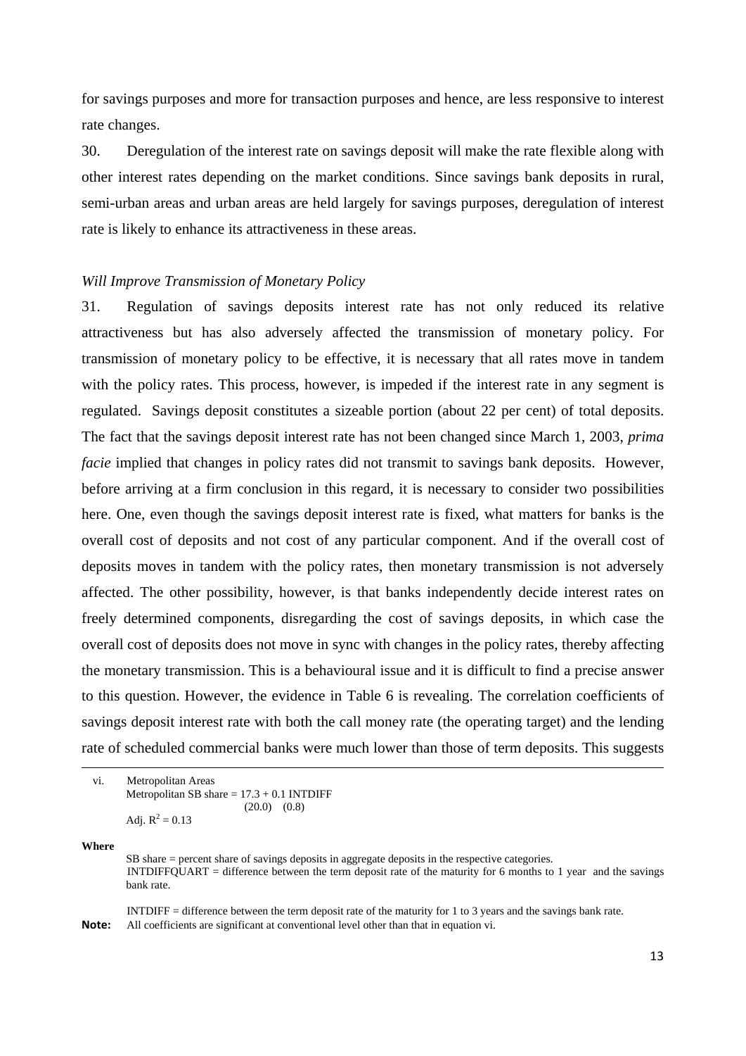for savings purposes and more for transaction purposes and hence, are less responsive to interest rate changes.

30. Deregulation of the interest rate on savings deposit will make the rate flexible along with other interest rates depending on the market conditions. Since savings bank deposits in rural, semi-urban areas and urban areas are held largely for savings purposes, deregulation of interest rate is likely to enhance its attractiveness in these areas.

*Will Improve Transmission of Monetary Policy*

31. Regulation of savings deposits interest rate has not only reduced its relative attractiveness but has also adversely affected the transmission of monetary policy. For transmission of monetary policy to be effective, it is necessary that all rates move in tandem with the policy rates. This process, however, is impeded if the interest rate in any segment is regulated. Savings deposit constitutes a sizeable portion (about 22 per cent) of total deposits. The fact that the savings deposit interest rate has not been changed since March 1, 2003, *prima facie* implied that changes in policy rates did not transmit to savings bank deposits. However, before arriving at a firm conclusion in this regard, it is necessary to consider two possibilities here. One, even though the savings deposit interest rate is fixed, what matters for banks is the overall cost of deposits and not cost of any particular component. And if the overall cost of deposits moves in tandem with the policy rates, then monetary transmission is not adversely affected. The other possibility, however, is that banks independently decide interest rates on freely determined components, disregarding the cost of savings deposits, in which case the overall cost of deposits does not move in sync with changes in the policy rates, thereby affecting the monetary transmission. This is a behavioural issue and it is difficult to find a precise answer to this question. However, the evidence in Table 6 is revealing. The correlation coefficients of savings deposit interest rate with both the call money rate (the operating target) and the lending rate of scheduled commercial banks were much lower than those of term deposits. This suggests

---

vi. Metropolitan Areas

Metropolitan SB share = 17.3 + 0.1 INTDIFF
(20.0) (0.8)

Adj. $R^2 = 0.13$

**Where**

SB share = percent share of savings deposits in aggregate deposits in the respective categories.

INTDIFFQUART = difference between the term deposit rate of the maturity for 6 months to 1 year and the savings bank rate.

INTDIFF = difference between the term deposit rate of the maturity for 1 to 3 years and the savings bank rate.

**Note:** All coefficients are significant at conventional level other than that in equation vi.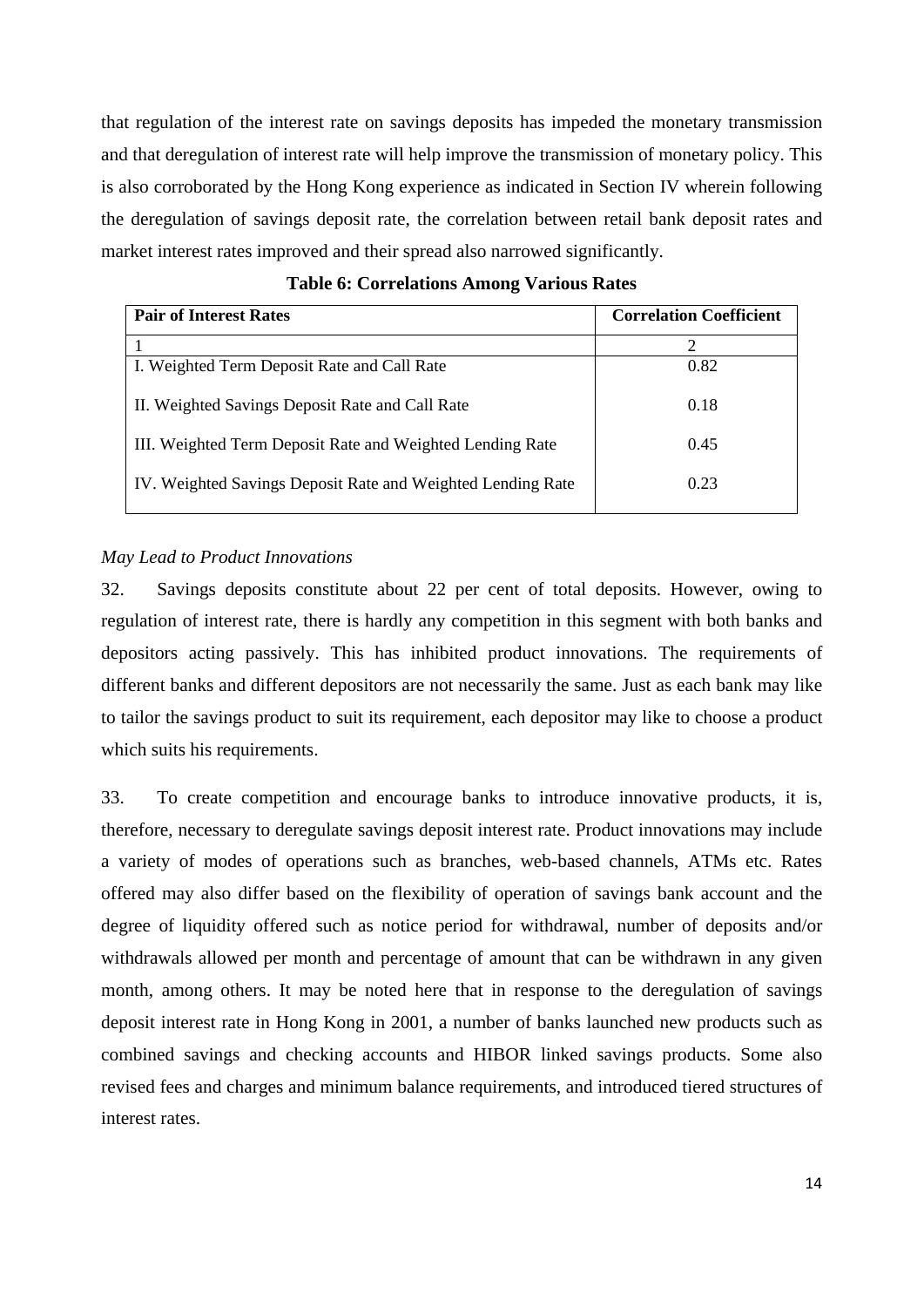that regulation of the interest rate on savings deposits has impeded the monetary transmission and that deregulation of interest rate will help improve the transmission of monetary policy. This is also corroborated by the Hong Kong experience as indicated in Section IV wherein following the deregulation of savings deposit rate, the correlation between retail bank deposit rates and market interest rates improved and their spread also narrowed significantly.

**Table 6: Correlations Among Various Rates**

| Pair of Interest Rates | Correlation Coefficient |
|---|---|
| 1 | 2 |
| I. Weighted Term Deposit Rate and Call Rate | 0.82 |
| II. Weighted Savings Deposit Rate and Call Rate | 0.18 |
| III. Weighted Term Deposit Rate and Weighted Lending Rate | 0.45 |
| IV. Weighted Savings Deposit Rate and Weighted Lending Rate | 0.23 |

*May Lead to Product Innovations*

32. Savings deposits constitute about 22 per cent of total deposits. However, owing to regulation of interest rate, there is hardly any competition in this segment with both banks and depositors acting passively. This has inhibited product innovations. The requirements of different banks and different depositors are not necessarily the same. Just as each bank may like to tailor the savings product to suit its requirement, each depositor may like to choose a product which suits his requirements.

33. To create competition and encourage banks to introduce innovative products, it is, therefore, necessary to deregulate savings deposit interest rate. Product innovations may include a variety of modes of operations such as branches, web-based channels, ATMs etc. Rates offered may also differ based on the flexibility of operation of savings bank account and the degree of liquidity offered such as notice period for withdrawal, number of deposits and/or withdrawals allowed per month and percentage of amount that can be withdrawn in any given month, among others. It may be noted here that in response to the deregulation of savings deposit interest rate in Hong Kong in 2001, a number of banks launched new products such as combined savings and checking accounts and HIBOR linked savings products. Some also revised fees and charges and minimum balance requirements, and introduced tiered structures of interest rates.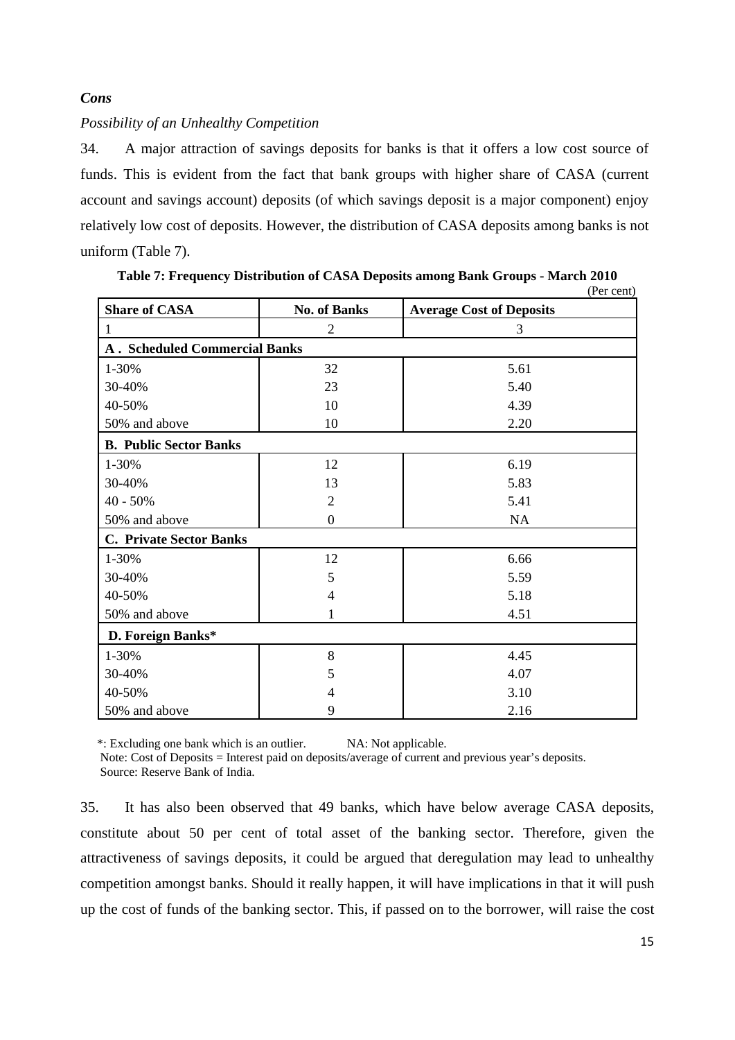*Cons*

*Possibility of an Unhealthy Competition*

34. A major attraction of savings deposits for banks is that it offers a low cost source of funds. This is evident from the fact that bank groups with higher share of CASA (current account and savings account) deposits (of which savings deposit is a major component) enjoy relatively low cost of deposits. However, the distribution of CASA deposits among banks is not uniform (Table 7).

**Table 7: Frequency Distribution of CASA Deposits among Bank Groups - March 2010**

(Per cent)

| Share of CASA | No. of Banks | Average Cost of Deposits |
|---|---|---|
| 1 | 2 | 3 |
| **A . Scheduled Commercial Banks** | | |
| 1-30% | 32 | 5.61 |
| 30-40% | 23 | 5.40 |
| 40-50% | 10 | 4.39 |
| 50% and above | 10 | 2.20 |
| **B. Public Sector Banks** | | |
| 1-30% | 12 | 6.19 |
| 30-40% | 13 | 5.83 |
| 40 - 50% | 2 | 5.41 |
| 50% and above | 0 | NA |
| **C. Private Sector Banks** | | |
| 1-30% | 12 | 6.66 |
| 30-40% | 5 | 5.59 |
| 40-50% | 4 | 5.18 |
| 50% and above | 1 | 4.51 |
| **D. Foreign Banks*** | | |
| 1-30% | 8 | 4.45 |
| 30-40% | 5 | 4.07 |
| 40-50% | 4 | 3.10 |
| 50% and above | 9 | 2.16 |

*: Excluding one bank which is an outlier. NA: Not applicable.

Note: Cost of Deposits = Interest paid on deposits/average of current and previous year's deposits.

Source: Reserve Bank of India.

35. It has also been observed that 49 banks, which have below average CASA deposits, constitute about 50 per cent of total asset of the banking sector. Therefore, given the attractiveness of savings deposits, it could be argued that deregulation may lead to unhealthy competition amongst banks. Should it really happen, it will have implications in that it will push up the cost of funds of the banking sector. This, if passed on to the borrower, will raise the cost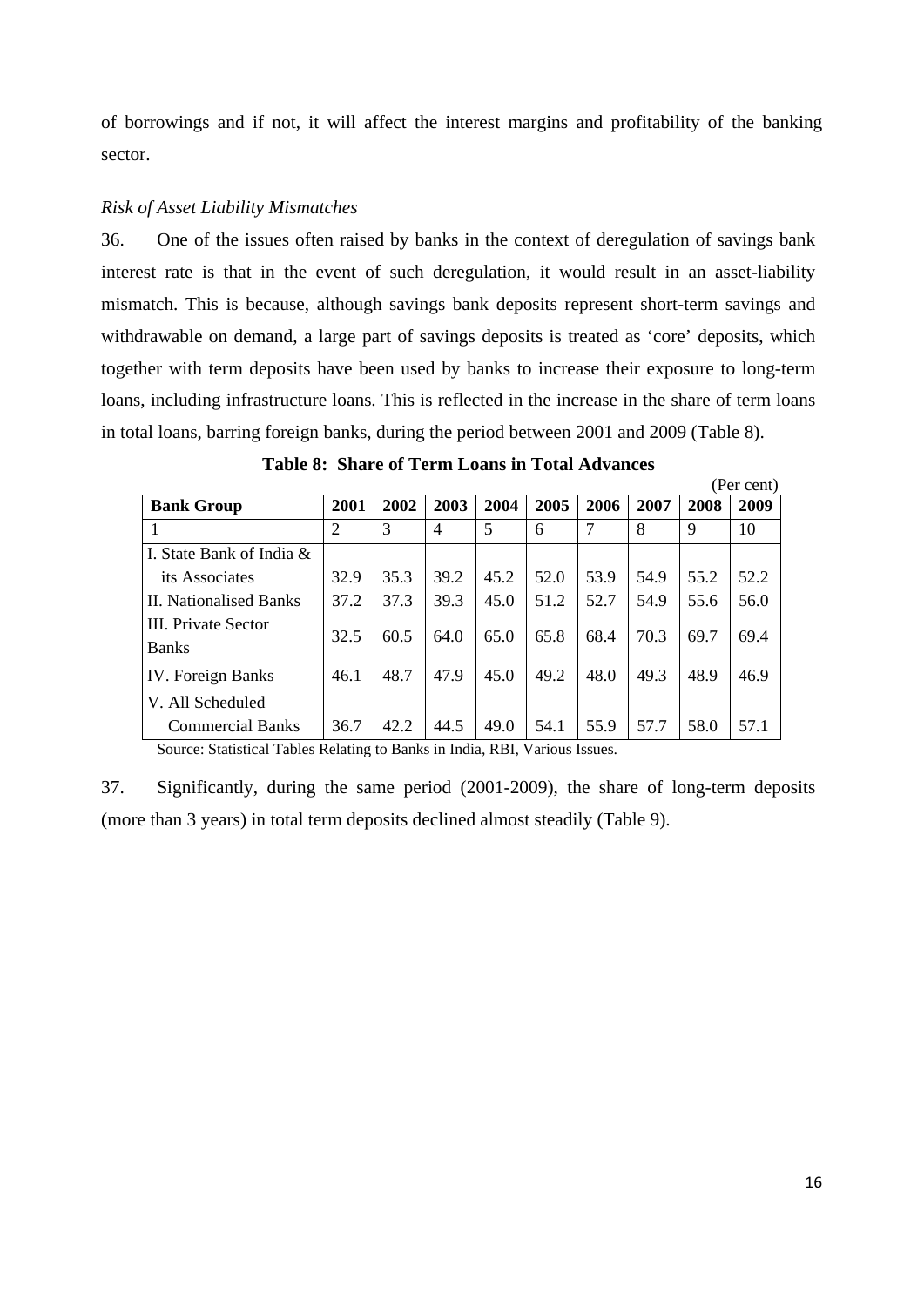of borrowings and if not, it will affect the interest margins and profitability of the banking sector.

*Risk of Asset Liability Mismatches*

36. One of the issues often raised by banks in the context of deregulation of savings bank interest rate is that in the event of such deregulation, it would result in an asset-liability mismatch. This is because, although savings bank deposits represent short-term savings and withdrawable on demand, a large part of savings deposits is treated as 'core' deposits, which together with term deposits have been used by banks to increase their exposure to long-term loans, including infrastructure loans. This is reflected in the increase in the share of term loans in total loans, barring foreign banks, during the period between 2001 and 2009 (Table 8).

**Table 8: Share of Term Loans in Total Advances**

(Per cent)

| Bank Group | 2001 | 2002 | 2003 | 2004 | 2005 | 2006 | 2007 | 2008 | 2009 |
|---|---|---|---|---|---|---|---|---|---|
| 1 | 2 | 3 | 4 | 5 | 6 | 7 | 8 | 9 | 10 |
| I. State Bank of India & its Associates | 32.9 | 35.3 | 39.2 | 45.2 | 52.0 | 53.9 | 54.9 | 55.2 | 52.2 |
| II. Nationalised Banks | 37.2 | 37.3 | 39.3 | 45.0 | 51.2 | 52.7 | 54.9 | 55.6 | 56.0 |
| III. Private Sector Banks | 32.5 | 60.5 | 64.0 | 65.0 | 65.8 | 68.4 | 70.3 | 69.7 | 69.4 |
| IV. Foreign Banks | 46.1 | 48.7 | 47.9 | 45.0 | 49.2 | 48.0 | 49.3 | 48.9 | 46.9 |
| V. All Scheduled Commercial Banks | 36.7 | 42.2 | 44.5 | 49.0 | 54.1 | 55.9 | 57.7 | 58.0 | 57.1 |

Source: Statistical Tables Relating to Banks in India, RBI, Various Issues.

37. Significantly, during the same period (2001-2009), the share of long-term deposits (more than 3 years) in total term deposits declined almost steadily (Table 9).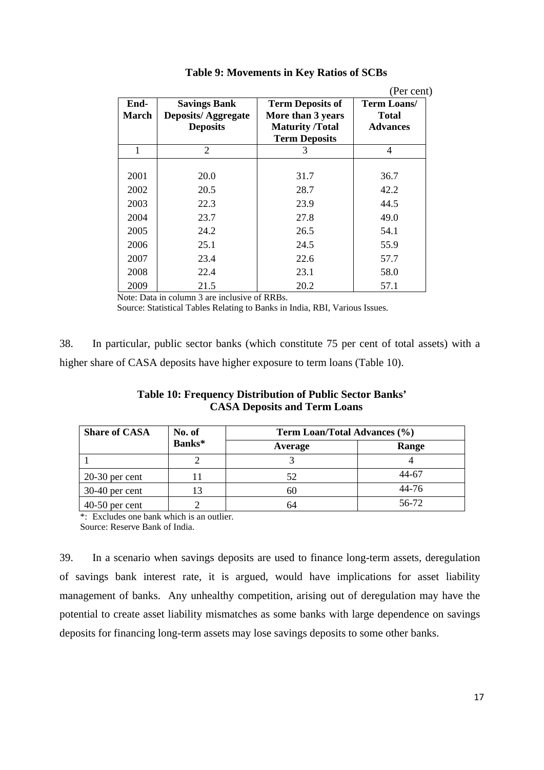**Table 9: Movements in Key Ratios of SCBs**

(Per cent)

| End-March | Savings Bank Deposits/ Aggregate Deposits | Term Deposits of More than 3 years Maturity /Total Term Deposits | Term Loans/ Total Advances |
|---|---|---|---|
| 1 | 2 | 3 | 4 |
| 2001 | 20.0 | 31.7 | 36.7 |
| 2002 | 20.5 | 28.7 | 42.2 |
| 2003 | 22.3 | 23.9 | 44.5 |
| 2004 | 23.7 | 27.8 | 49.0 |
| 2005 | 24.2 | 26.5 | 54.1 |
| 2006 | 25.1 | 24.5 | 55.9 |
| 2007 | 23.4 | 22.6 | 57.7 |
| 2008 | 22.4 | 23.1 | 58.0 |
| 2009 | 21.5 | 20.2 | 57.1 |

Note: Data in column 3 are inclusive of RRBs.

Source: Statistical Tables Relating to Banks in India, RBI, Various Issues.

38. In particular, public sector banks (which constitute 75 per cent of total assets) with a higher share of CASA deposits have higher exposure to term loans (Table 10).

**Table 10: Frequency Distribution of Public Sector Banks' CASA Deposits and Term Loans**

| Share of CASA | No. of Banks* | Term Loan/Total Advances (%) | |
|---|---|---|---|
| | | Average | Range |
| 1 | 2 | 3 | 4 |
| 20-30 per cent | 11 | 52 | 44-67 |
| 30-40 per cent | 13 | 60 | 44-76 |
| 40-50 per cent | 2 | 64 | 56-72 |

*: Excludes one bank which is an outlier.

Source: Reserve Bank of India.

39. In a scenario when savings deposits are used to finance long-term assets, deregulation of savings bank interest rate, it is argued, would have implications for asset liability management of banks. Any unhealthy competition, arising out of deregulation may have the potential to create asset liability mismatches as some banks with large dependence on savings deposits for financing long-term assets may lose savings deposits to some other banks.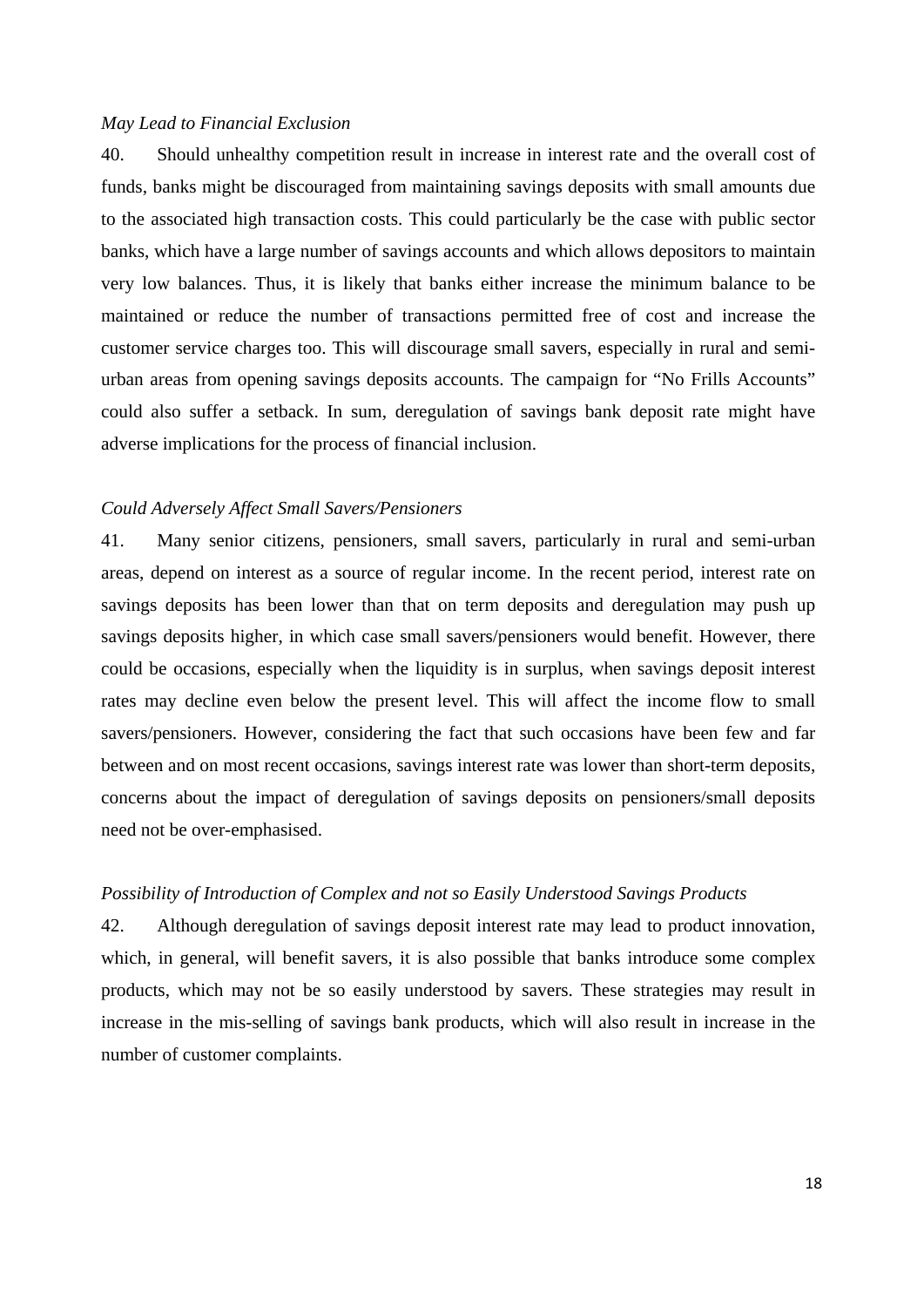*May Lead to Financial Exclusion*

40. Should unhealthy competition result in increase in interest rate and the overall cost of funds, banks might be discouraged from maintaining savings deposits with small amounts due to the associated high transaction costs. This could particularly be the case with public sector banks, which have a large number of savings accounts and which allows depositors to maintain very low balances. Thus, it is likely that banks either increase the minimum balance to be maintained or reduce the number of transactions permitted free of cost and increase the customer service charges too. This will discourage small savers, especially in rural and semi-urban areas from opening savings deposits accounts. The campaign for "No Frills Accounts" could also suffer a setback. In sum, deregulation of savings bank deposit rate might have adverse implications for the process of financial inclusion.

*Could Adversely Affect Small Savers/Pensioners*

41. Many senior citizens, pensioners, small savers, particularly in rural and semi-urban areas, depend on interest as a source of regular income. In the recent period, interest rate on savings deposits has been lower than that on term deposits and deregulation may push up savings deposits higher, in which case small savers/pensioners would benefit. However, there could be occasions, especially when the liquidity is in surplus, when savings deposit interest rates may decline even below the present level. This will affect the income flow to small savers/pensioners. However, considering the fact that such occasions have been few and far between and on most recent occasions, savings interest rate was lower than short-term deposits, concerns about the impact of deregulation of savings deposits on pensioners/small deposits need not be over-emphasised.

*Possibility of Introduction of Complex and not so Easily Understood Savings Products*

42. Although deregulation of savings deposit interest rate may lead to product innovation, which, in general, will benefit savers, it is also possible that banks introduce some complex products, which may not be so easily understood by savers. These strategies may result in increase in the mis-selling of savings bank products, which will also result in increase in the number of customer complaints.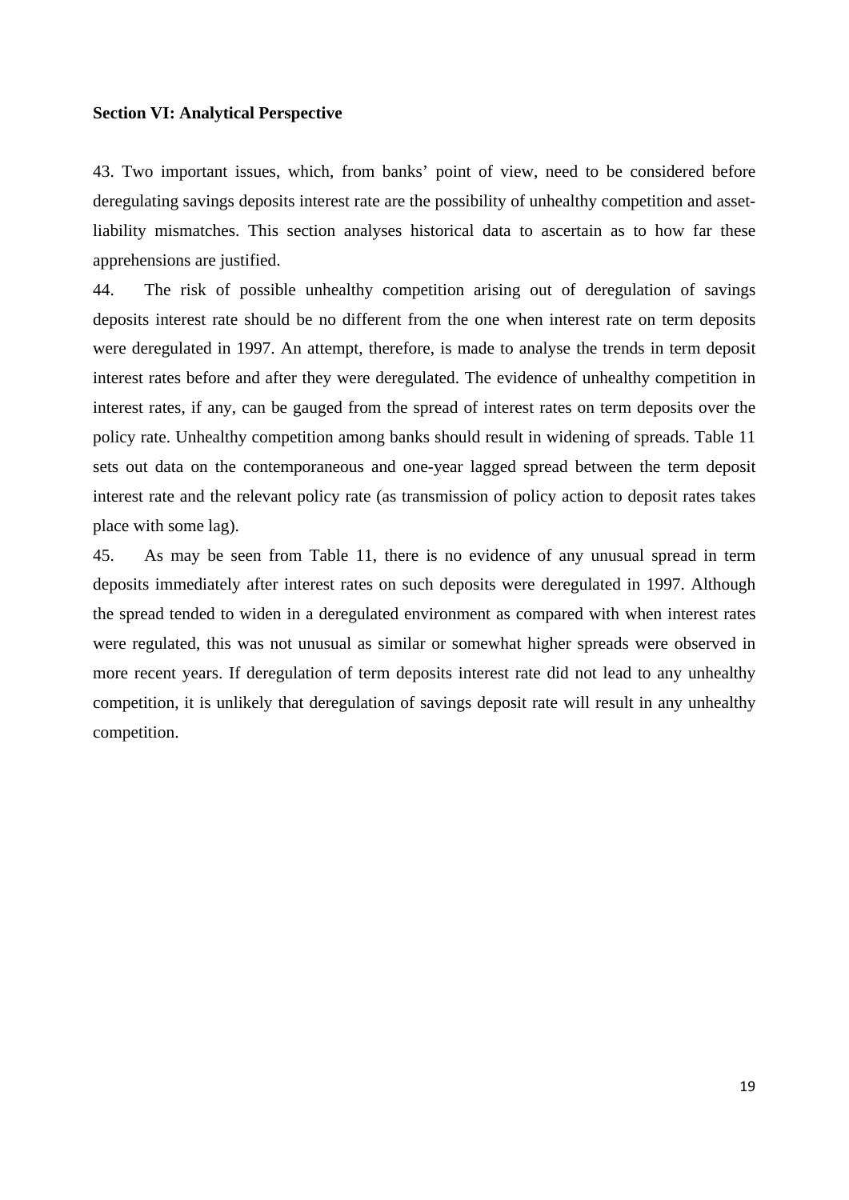**Section VI: Analytical Perspective**

43. Two important issues, which, from banks' point of view, need to be considered before deregulating savings deposits interest rate are the possibility of unhealthy competition and asset-liability mismatches. This section analyses historical data to ascertain as to how far these apprehensions are justified.

44. The risk of possible unhealthy competition arising out of deregulation of savings deposits interest rate should be no different from the one when interest rate on term deposits were deregulated in 1997. An attempt, therefore, is made to analyse the trends in term deposit interest rates before and after they were deregulated. The evidence of unhealthy competition in interest rates, if any, can be gauged from the spread of interest rates on term deposits over the policy rate. Unhealthy competition among banks should result in widening of spreads. Table 11 sets out data on the contemporaneous and one-year lagged spread between the term deposit interest rate and the relevant policy rate (as transmission of policy action to deposit rates takes place with some lag).

45. As may be seen from Table 11, there is no evidence of any unusual spread in term deposits immediately after interest rates on such deposits were deregulated in 1997. Although the spread tended to widen in a deregulated environment as compared with when interest rates were regulated, this was not unusual as similar or somewhat higher spreads were observed in more recent years. If deregulation of term deposits interest rate did not lead to any unhealthy competition, it is unlikely that deregulation of savings deposit rate will result in any unhealthy competition.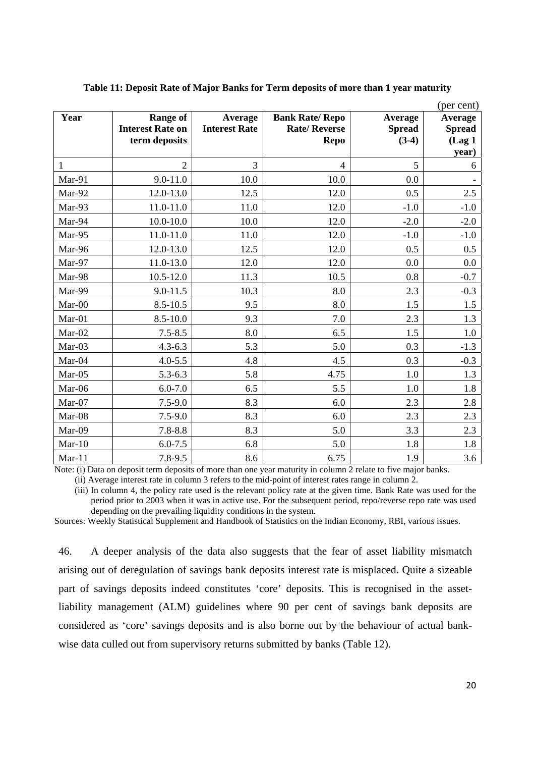**Table 11: Deposit Rate of Major Banks for Term deposits of more than 1 year maturity**

(per cent)

| Year | Range of Interest Rate on term deposits | Average Interest Rate | Bank Rate/ Repo Rate/ Reverse Repo | Average Spread (3-4) | Average Spread (Lag 1 year) |
|---|---|---|---|---|---|
| 1 | 2 | 3 | 4 | 5 | 6 |
| Mar-91 | 9.0-11.0 | 10.0 | 10.0 | 0.0 | - |
| Mar-92 | 12.0-13.0 | 12.5 | 12.0 | 0.5 | 2.5 |
| Mar-93 | 11.0-11.0 | 11.0 | 12.0 | -1.0 | -1.0 |
| Mar-94 | 10.0-10.0 | 10.0 | 12.0 | -2.0 | -2.0 |
| Mar-95 | 11.0-11.0 | 11.0 | 12.0 | -1.0 | -1.0 |
| Mar-96 | 12.0-13.0 | 12.5 | 12.0 | 0.5 | 0.5 |
| Mar-97 | 11.0-13.0 | 12.0 | 12.0 | 0.0 | 0.0 |
| Mar-98 | 10.5-12.0 | 11.3 | 10.5 | 0.8 | -0.7 |
| Mar-99 | 9.0-11.5 | 10.3 | 8.0 | 2.3 | -0.3 |
| Mar-00 | 8.5-10.5 | 9.5 | 8.0 | 1.5 | 1.5 |
| Mar-01 | 8.5-10.0 | 9.3 | 7.0 | 2.3 | 1.3 |
| Mar-02 | 7.5-8.5 | 8.0 | 6.5 | 1.5 | 1.0 |
| Mar-03 | 4.3-6.3 | 5.3 | 5.0 | 0.3 | -1.3 |
| Mar-04 | 4.0-5.5 | 4.8 | 4.5 | 0.3 | -0.3 |
| Mar-05 | 5.3-6.3 | 5.8 | 4.75 | 1.0 | 1.3 |
| Mar-06 | 6.0-7.0 | 6.5 | 5.5 | 1.0 | 1.8 |
| Mar-07 | 7.5-9.0 | 8.3 | 6.0 | 2.3 | 2.8 |
| Mar-08 | 7.5-9.0 | 8.3 | 6.0 | 2.3 | 2.3 |
| Mar-09 | 7.8-8.8 | 8.3 | 5.0 | 3.3 | 2.3 |
| Mar-10 | 6.0-7.5 | 6.8 | 5.0 | 1.8 | 1.8 |
| Mar-11 | 7.8-9.5 | 8.6 | 6.75 | 1.9 | 3.6 |

Note: (i) Data on deposit term deposits of more than one year maturity in column 2 relate to five major banks.

(ii) Average interest rate in column 3 refers to the mid-point of interest rates range in column 2.

(iii) In column 4, the policy rate used is the relevant policy rate at the given time. Bank Rate was used for the period prior to 2003 when it was in active use. For the subsequent period, repo/reverse repo rate was used depending on the prevailing liquidity conditions in the system.

Sources: Weekly Statistical Supplement and Handbook of Statistics on the Indian Economy, RBI, various issues.

46. A deeper analysis of the data also suggests that the fear of asset liability mismatch arising out of deregulation of savings bank deposits interest rate is misplaced. Quite a sizeable part of savings deposits indeed constitutes 'core' deposits. This is recognised in the asset-liability management (ALM) guidelines where 90 per cent of savings bank deposits are considered as 'core' savings deposits and is also borne out by the behaviour of actual bank-wise data culled out from supervisory returns submitted by banks (Table 12).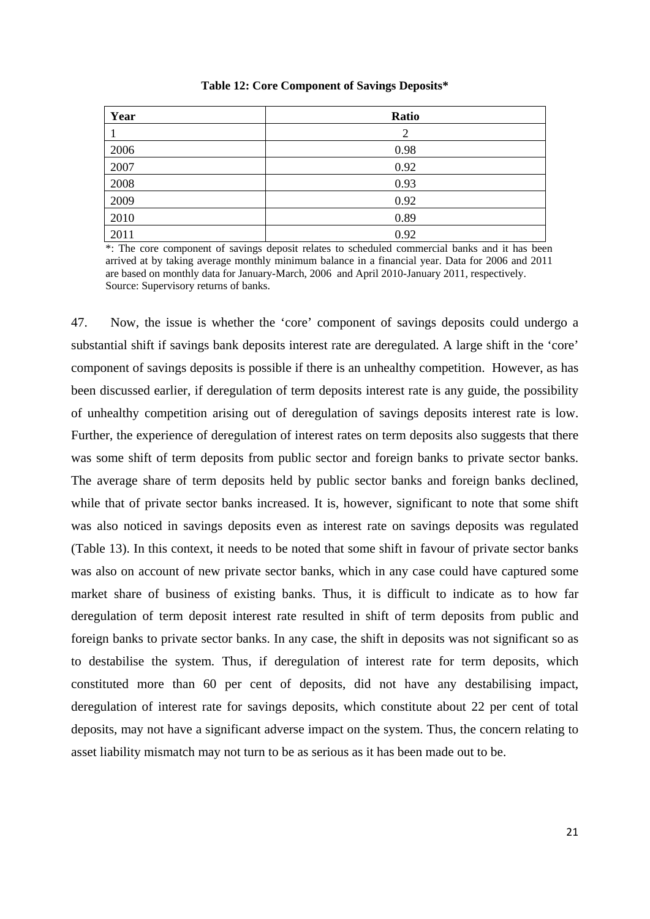**Table 12: Core Component of Savings Deposits***

| Year | Ratio |
|---|---|
| 1 | 2 |
| 2006 | 0.98 |
| 2007 | 0.92 |
| 2008 | 0.93 |
| 2009 | 0.92 |
| 2010 | 0.89 |
| 2011 | 0.92 |

*: The core component of savings deposit relates to scheduled commercial banks and it has been arrived at by taking average monthly minimum balance in a financial year. Data for 2006 and 2011 are based on monthly data for January-March, 2006 and April 2010-January 2011, respectively.
Source: Supervisory returns of banks.

47. Now, the issue is whether the 'core' component of savings deposits could undergo a substantial shift if savings bank deposits interest rate are deregulated. A large shift in the 'core' component of savings deposits is possible if there is an unhealthy competition. However, as has been discussed earlier, if deregulation of term deposits interest rate is any guide, the possibility of unhealthy competition arising out of deregulation of savings deposits interest rate is low. Further, the experience of deregulation of interest rates on term deposits also suggests that there was some shift of term deposits from public sector and foreign banks to private sector banks. The average share of term deposits held by public sector banks and foreign banks declined, while that of private sector banks increased. It is, however, significant to note that some shift was also noticed in savings deposits even as interest rate on savings deposits was regulated (Table 13). In this context, it needs to be noted that some shift in favour of private sector banks was also on account of new private sector banks, which in any case could have captured some market share of business of existing banks. Thus, it is difficult to indicate as to how far deregulation of term deposit interest rate resulted in shift of term deposits from public and foreign banks to private sector banks. In any case, the shift in deposits was not significant so as to destabilise the system. Thus, if deregulation of interest rate for term deposits, which constituted more than 60 per cent of deposits, did not have any destabilising impact, deregulation of interest rate for savings deposits, which constitute about 22 per cent of total deposits, may not have a significant adverse impact on the system. Thus, the concern relating to asset liability mismatch may not turn to be as serious as it has been made out to be.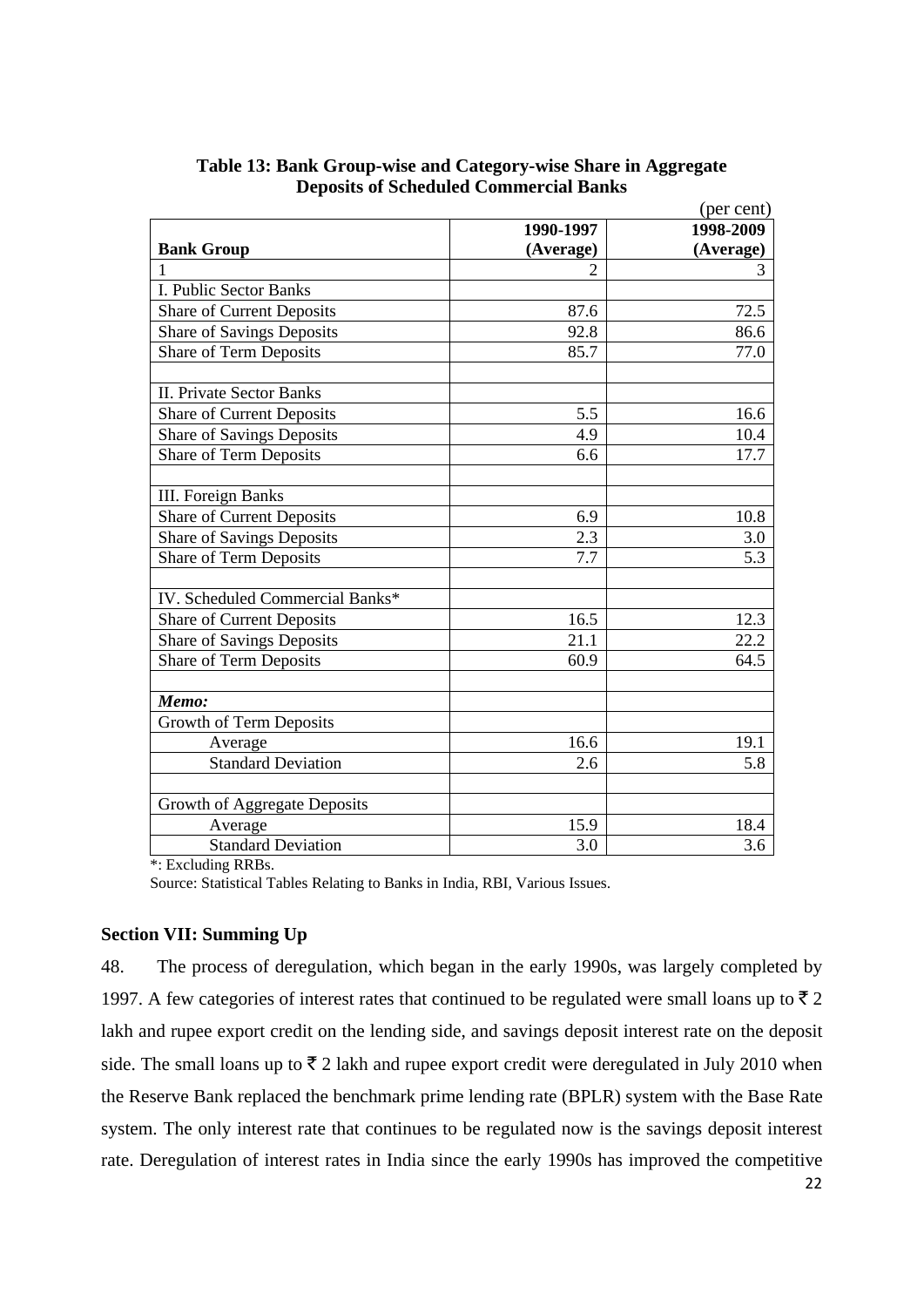**Table 13: Bank Group-wise and Category-wise Share in Aggregate Deposits of Scheduled Commercial Banks**

(per cent)

| Bank Group | 1990-1997 (Average) | 1998-2009 (Average) |
|---|---|---|
| 1 | 2 | 3 |
| I. Public Sector Banks | | |
| Share of Current Deposits | 87.6 | 72.5 |
| Share of Savings Deposits | 92.8 | 86.6 |
| Share of Term Deposits | 85.7 | 77.0 |
| | | |
| II. Private Sector Banks | | |
| Share of Current Deposits | 5.5 | 16.6 |
| Share of Savings Deposits | 4.9 | 10.4 |
| Share of Term Deposits | 6.6 | 17.7 |
| | | |
| III. Foreign Banks | | |
| Share of Current Deposits | 6.9 | 10.8 |
| Share of Savings Deposits | 2.3 | 3.0 |
| Share of Term Deposits | 7.7 | 5.3 |
| | | |
| IV. Scheduled Commercial Banks* | | |
| Share of Current Deposits | 16.5 | 12.3 |
| Share of Savings Deposits | 21.1 | 22.2 |
| Share of Term Deposits | 60.9 | 64.5 |
| | | |
| ***Memo:*** | | |
| Growth of Term Deposits | | |
| Average | 16.6 | 19.1 |
| Standard Deviation | 2.6 | 5.8 |
| | | |
| Growth of Aggregate Deposits | | |
| Average | 15.9 | 18.4 |
| Standard Deviation | 3.0 | 3.6 |

*: Excluding RRBs.

Source: Statistical Tables Relating to Banks in India, RBI, Various Issues.

## Section VII: Summing Up

48. The process of deregulation, which began in the early 1990s, was largely completed by 1997. A few categories of interest rates that continued to be regulated were small loans up to ₹ 2 lakh and rupee export credit on the lending side, and savings deposit interest rate on the deposit side. The small loans up to ₹ 2 lakh and rupee export credit were deregulated in July 2010 when the Reserve Bank replaced the benchmark prime lending rate (BPLR) system with the Base Rate system. The only interest rate that continues to be regulated now is the savings deposit interest rate. Deregulation of interest rates in India since the early 1990s has improved the competitive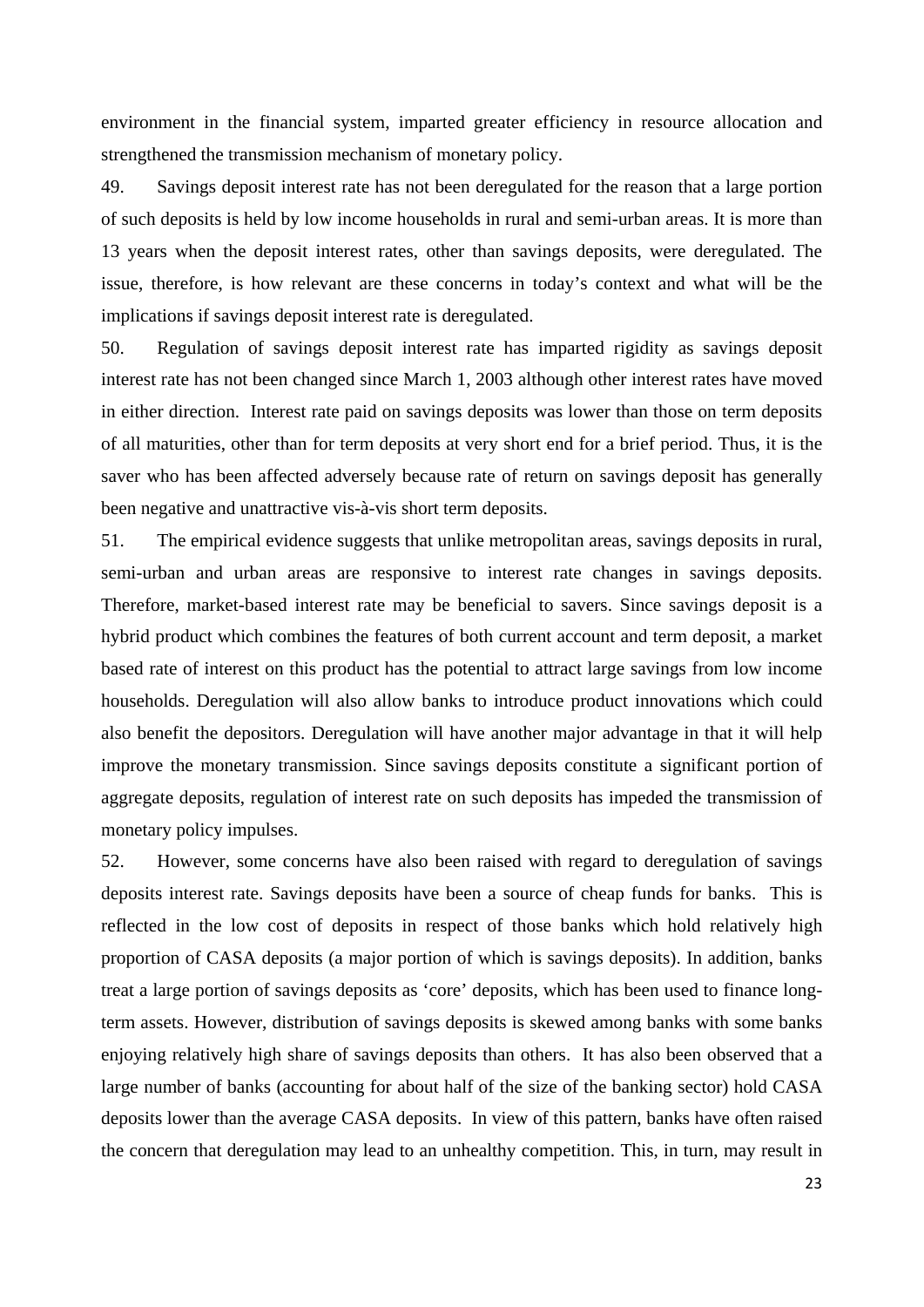environment in the financial system, imparted greater efficiency in resource allocation and strengthened the transmission mechanism of monetary policy.

49. Savings deposit interest rate has not been deregulated for the reason that a large portion of such deposits is held by low income households in rural and semi-urban areas. It is more than 13 years when the deposit interest rates, other than savings deposits, were deregulated. The issue, therefore, is how relevant are these concerns in today's context and what will be the implications if savings deposit interest rate is deregulated.

50. Regulation of savings deposit interest rate has imparted rigidity as savings deposit interest rate has not been changed since March 1, 2003 although other interest rates have moved in either direction. Interest rate paid on savings deposits was lower than those on term deposits of all maturities, other than for term deposits at very short end for a brief period. Thus, it is the saver who has been affected adversely because rate of return on savings deposit has generally been negative and unattractive vis-à-vis short term deposits.

51. The empirical evidence suggests that unlike metropolitan areas, savings deposits in rural, semi-urban and urban areas are responsive to interest rate changes in savings deposits. Therefore, market-based interest rate may be beneficial to savers. Since savings deposit is a hybrid product which combines the features of both current account and term deposit, a market based rate of interest on this product has the potential to attract large savings from low income households. Deregulation will also allow banks to introduce product innovations which could also benefit the depositors. Deregulation will have another major advantage in that it will help improve the monetary transmission. Since savings deposits constitute a significant portion of aggregate deposits, regulation of interest rate on such deposits has impeded the transmission of monetary policy impulses.

52. However, some concerns have also been raised with regard to deregulation of savings deposits interest rate. Savings deposits have been a source of cheap funds for banks. This is reflected in the low cost of deposits in respect of those banks which hold relatively high proportion of CASA deposits (a major portion of which is savings deposits). In addition, banks treat a large portion of savings deposits as 'core' deposits, which has been used to finance long-term assets. However, distribution of savings deposits is skewed among banks with some banks enjoying relatively high share of savings deposits than others. It has also been observed that a large number of banks (accounting for about half of the size of the banking sector) hold CASA deposits lower than the average CASA deposits. In view of this pattern, banks have often raised the concern that deregulation may lead to an unhealthy competition. This, in turn, may result in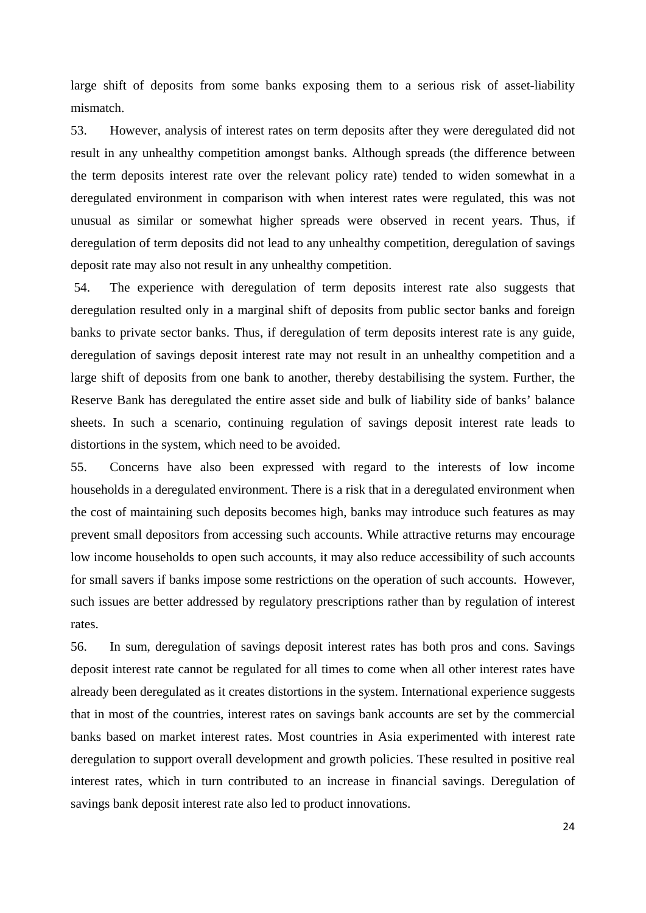large shift of deposits from some banks exposing them to a serious risk of asset-liability mismatch.

53. However, analysis of interest rates on term deposits after they were deregulated did not result in any unhealthy competition amongst banks. Although spreads (the difference between the term deposits interest rate over the relevant policy rate) tended to widen somewhat in a deregulated environment in comparison with when interest rates were regulated, this was not unusual as similar or somewhat higher spreads were observed in recent years. Thus, if deregulation of term deposits did not lead to any unhealthy competition, deregulation of savings deposit rate may also not result in any unhealthy competition.

54. The experience with deregulation of term deposits interest rate also suggests that deregulation resulted only in a marginal shift of deposits from public sector banks and foreign banks to private sector banks. Thus, if deregulation of term deposits interest rate is any guide, deregulation of savings deposit interest rate may not result in an unhealthy competition and a large shift of deposits from one bank to another, thereby destabilising the system. Further, the Reserve Bank has deregulated the entire asset side and bulk of liability side of banks' balance sheets. In such a scenario, continuing regulation of savings deposit interest rate leads to distortions in the system, which need to be avoided.

55. Concerns have also been expressed with regard to the interests of low income households in a deregulated environment. There is a risk that in a deregulated environment when the cost of maintaining such deposits becomes high, banks may introduce such features as may prevent small depositors from accessing such accounts. While attractive returns may encourage low income households to open such accounts, it may also reduce accessibility of such accounts for small savers if banks impose some restrictions on the operation of such accounts. However, such issues are better addressed by regulatory prescriptions rather than by regulation of interest rates.

56. In sum, deregulation of savings deposit interest rates has both pros and cons. Savings deposit interest rate cannot be regulated for all times to come when all other interest rates have already been deregulated as it creates distortions in the system. International experience suggests that in most of the countries, interest rates on savings bank accounts are set by the commercial banks based on market interest rates. Most countries in Asia experimented with interest rate deregulation to support overall development and growth policies. These resulted in positive real interest rates, which in turn contributed to an increase in financial savings. Deregulation of savings bank deposit interest rate also led to product innovations.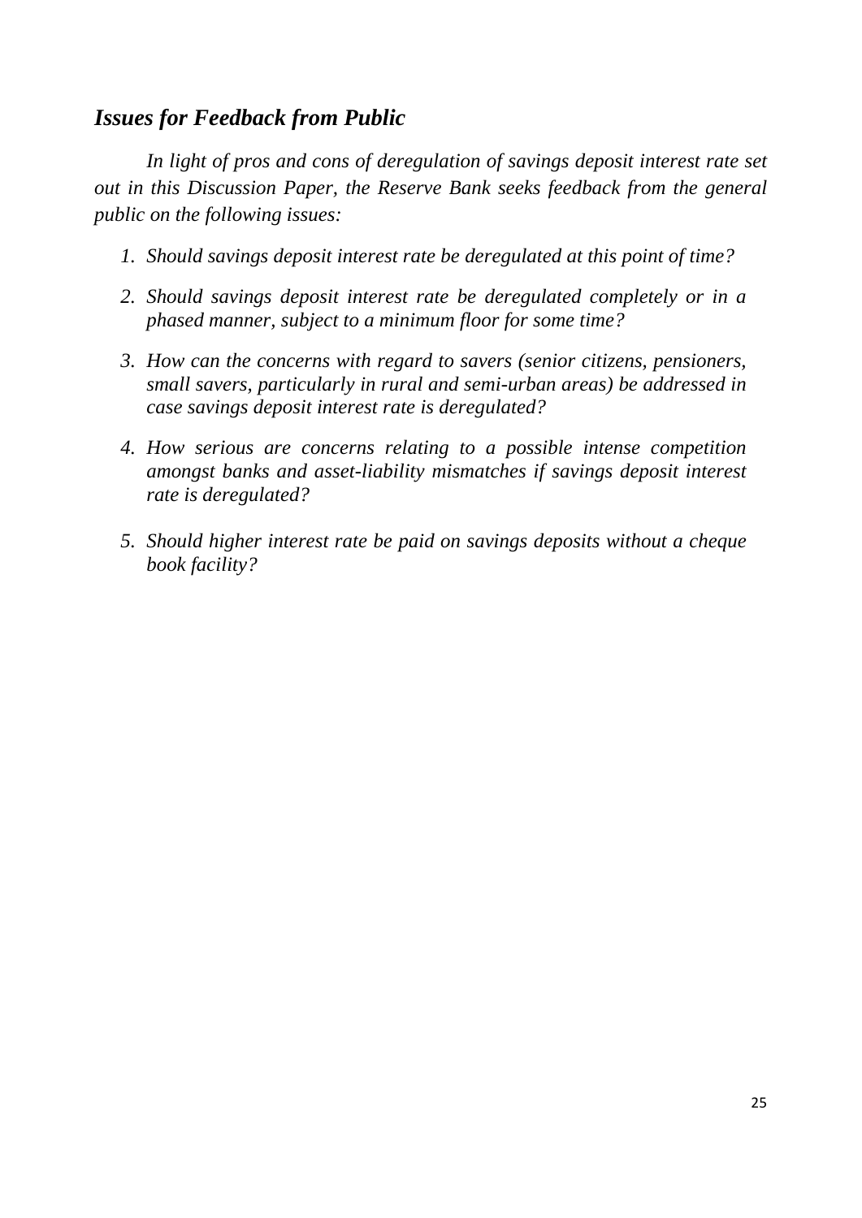## *Issues for Feedback from Public*

*In light of pros and cons of deregulation of savings deposit interest rate set out in this Discussion Paper, the Reserve Bank seeks feedback from the general public on the following issues:*

1. *Should savings deposit interest rate be deregulated at this point of time?*
2. *Should savings deposit interest rate be deregulated completely or in a phased manner, subject to a minimum floor for some time?*
3. *How can the concerns with regard to savers (senior citizens, pensioners, small savers, particularly in rural and semi-urban areas) be addressed in case savings deposit interest rate is deregulated?*
4. *How serious are concerns relating to a possible intense competition amongst banks and asset-liability mismatches if savings deposit interest rate is deregulated?*
5. *Should higher interest rate be paid on savings deposits without a cheque book facility?*